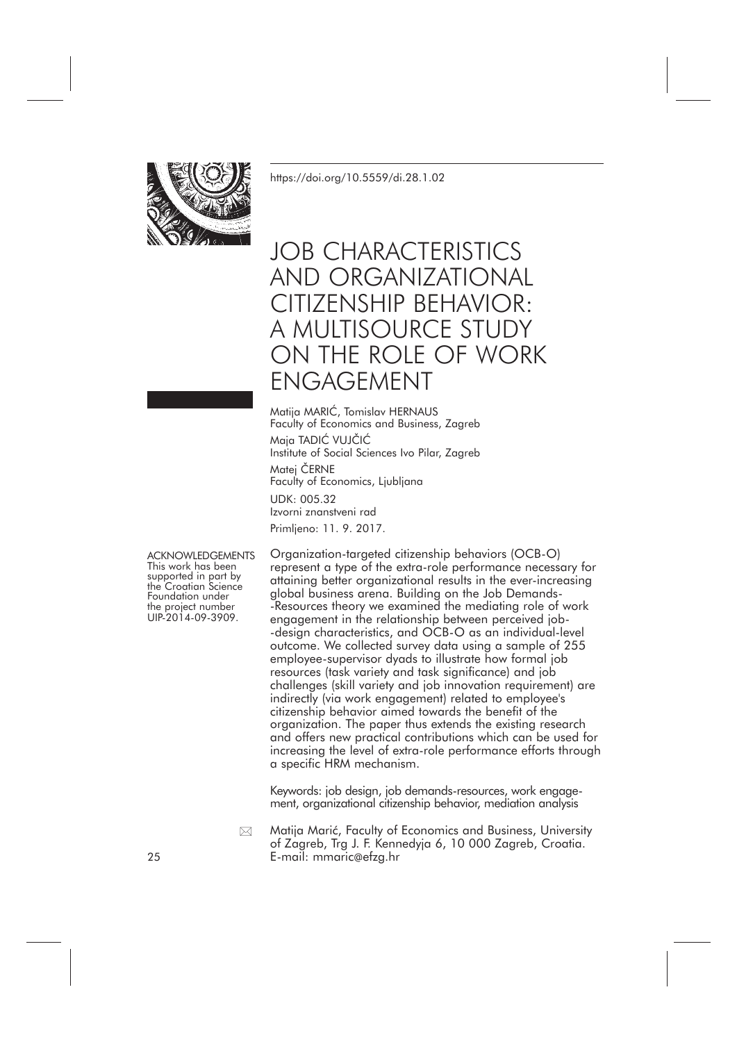https://doi.org/10.5559/di.28.1.02

# JOB CHARACTERISTICS AND ORGANIZATIONAL CITIZENSHIP BEHAVIOR: A MULTISOURCE STUDY ON THE ROLE OF WORK ENGAGEMENT

Matija MARIĆ, Tomislav HERNAUS
Faculty of Economics and Business, Zagreb

Maja TADIĆ VUJČIĆ
Institute of Social Sciences Ivo Pilar, Zagreb

Matej ČERNE
Faculty of Economics, Ljubljana

UDK: 005.32
Izvorni znanstveni rad
Primljeno: 11. 9. 2017.

ACKNOWLEDGEMENTS
This work has been supported in part by the Croatian Science Foundation under the project number UIP-2014-09-3909.

Organization-targeted citizenship behaviors (OCB-O) represent a type of the extra-role performance necessary for attaining better organizational results in the ever-increasing global business arena. Building on the Job Demands-Resources theory we examined the mediating role of work engagement in the relationship between perceived job-design characteristics, and OCB-O as an individual-level outcome. We collected survey data using a sample of 255 employee-supervisor dyads to illustrate how formal job resources (task variety and task significance) and job challenges (skill variety and job innovation requirement) are indirectly (via work engagement) related to employee's citizenship behavior aimed towards the benefit of the organization. The paper thus extends the existing research and offers new practical contributions which can be used for increasing the level of extra-role performance efforts through a specific HRM mechanism.

Keywords: job design, job demands-resources, work engagement, organizational citizenship behavior, mediation analysis

✉ Matija Marić, Faculty of Economics and Business, University of Zagreb, Trg J. F. Kennedyja 6, 10 000 Zagreb, Croatia. E-mail: mmaric@efzg.hr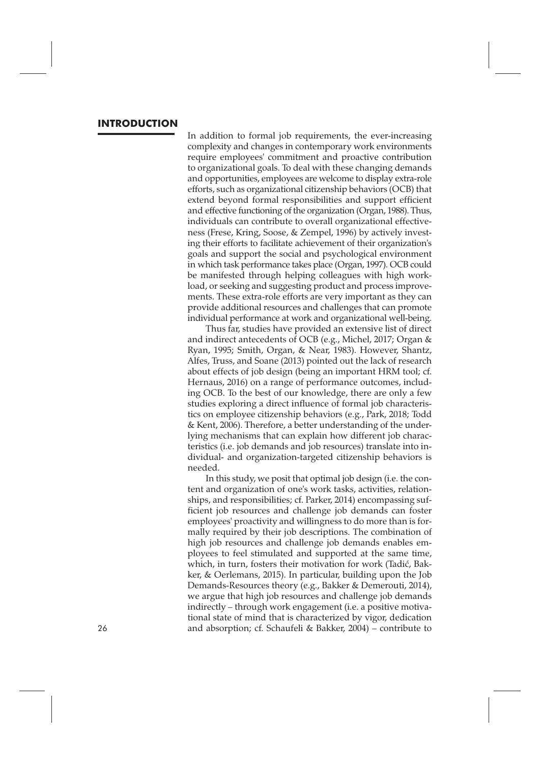## INTRODUCTION

In addition to formal job requirements, the ever-increasing complexity and changes in contemporary work environments require employees' commitment and proactive contribution to organizational goals. To deal with these changing demands and opportunities, employees are welcome to display extra-role efforts, such as organizational citizenship behaviors (OCB) that extend beyond formal responsibilities and support efficient and effective functioning of the organization (Organ, 1988). Thus, individuals can contribute to overall organizational effectiveness (Frese, Kring, Soose, & Zempel, 1996) by actively investing their efforts to facilitate achievement of their organization's goals and support the social and psychological environment in which task performance takes place (Organ, 1997). OCB could be manifested through helping colleagues with high workload, or seeking and suggesting product and process improvements. These extra-role efforts are very important as they can provide additional resources and challenges that can promote individual performance at work and organizational well-being.

Thus far, studies have provided an extensive list of direct and indirect antecedents of OCB (e.g., Michel, 2017; Organ & Ryan, 1995; Smith, Organ, & Near, 1983). However, Shantz, Alfes, Truss, and Soane (2013) pointed out the lack of research about effects of job design (being an important HRM tool; cf. Hernaus, 2016) on a range of performance outcomes, including OCB. To the best of our knowledge, there are only a few studies exploring a direct influence of formal job characteristics on employee citizenship behaviors (e.g., Park, 2018; Todd & Kent, 2006). Therefore, a better understanding of the underlying mechanisms that can explain how different job characteristics (i.e. job demands and job resources) translate into individual- and organization-targeted citizenship behaviors is needed.

In this study, we posit that optimal job design (i.e. the content and organization of one's work tasks, activities, relationships, and responsibilities; cf. Parker, 2014) encompassing sufficient job resources and challenge job demands can foster employees' proactivity and willingness to do more than is formally required by their job descriptions. The combination of high job resources and challenge job demands enables employees to feel stimulated and supported at the same time, which, in turn, fosters their motivation for work (Tadić, Bakker, & Oerlemans, 2015). In particular, building upon the Job Demands-Resources theory (e.g., Bakker & Demerouti, 2014), we argue that high job resources and challenge job demands indirectly – through work engagement (i.e. a positive motivational state of mind that is characterized by vigor, dedication and absorption; cf. Schaufeli & Bakker, 2004) – contribute to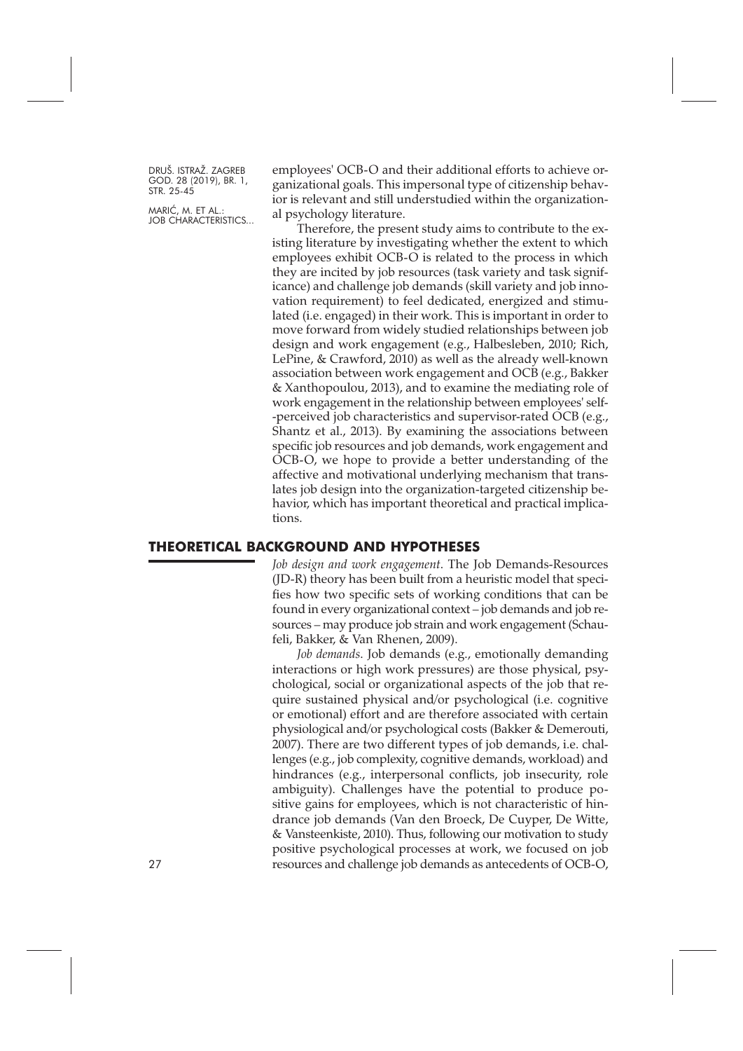employees' OCB-O and their additional efforts to achieve organizational goals. This impersonal type of citizenship behavior is relevant and still understudied within the organizational psychology literature.

Therefore, the present study aims to contribute to the existing literature by investigating whether the extent to which employees exhibit OCB-O is related to the process in which they are incited by job resources (task variety and task significance) and challenge job demands (skill variety and job innovation requirement) to feel dedicated, energized and stimulated (i.e. engaged) in their work. This is important in order to move forward from widely studied relationships between job design and work engagement (e.g., Halbesleben, 2010; Rich, LePine, & Crawford, 2010) as well as the already well-known association between work engagement and OCB (e.g., Bakker & Xanthopoulou, 2013), and to examine the mediating role of work engagement in the relationship between employees' self-perceived job characteristics and supervisor-rated OCB (e.g., Shantz et al., 2013). By examining the associations between specific job resources and job demands, work engagement and OCB-O, we hope to provide a better understanding of the affective and motivational underlying mechanism that translates job design into the organization-targeted citizenship behavior, which has important theoretical and practical implications.

## THEORETICAL BACKGROUND AND HYPOTHESES

*Job design and work engagement*. The Job Demands-Resources (JD-R) theory has been built from a heuristic model that specifies how two specific sets of working conditions that can be found in every organizational context – job demands and job resources – may produce job strain and work engagement (Schaufeli, Bakker, & Van Rhenen, 2009).

*Job demands*. Job demands (e.g., emotionally demanding interactions or high work pressures) are those physical, psychological, social or organizational aspects of the job that require sustained physical and/or psychological (i.e. cognitive or emotional) effort and are therefore associated with certain physiological and/or psychological costs (Bakker & Demerouti, 2007). There are two different types of job demands, i.e. challenges (e.g., job complexity, cognitive demands, workload) and hindrances (e.g., interpersonal conflicts, job insecurity, role ambiguity). Challenges have the potential to produce positive gains for employees, which is not characteristic of hindrance job demands (Van den Broeck, De Cuyper, De Witte, & Vansteenkiste, 2010). Thus, following our motivation to study positive psychological processes at work, we focused on job resources and challenge job demands as antecedents of OCB-O,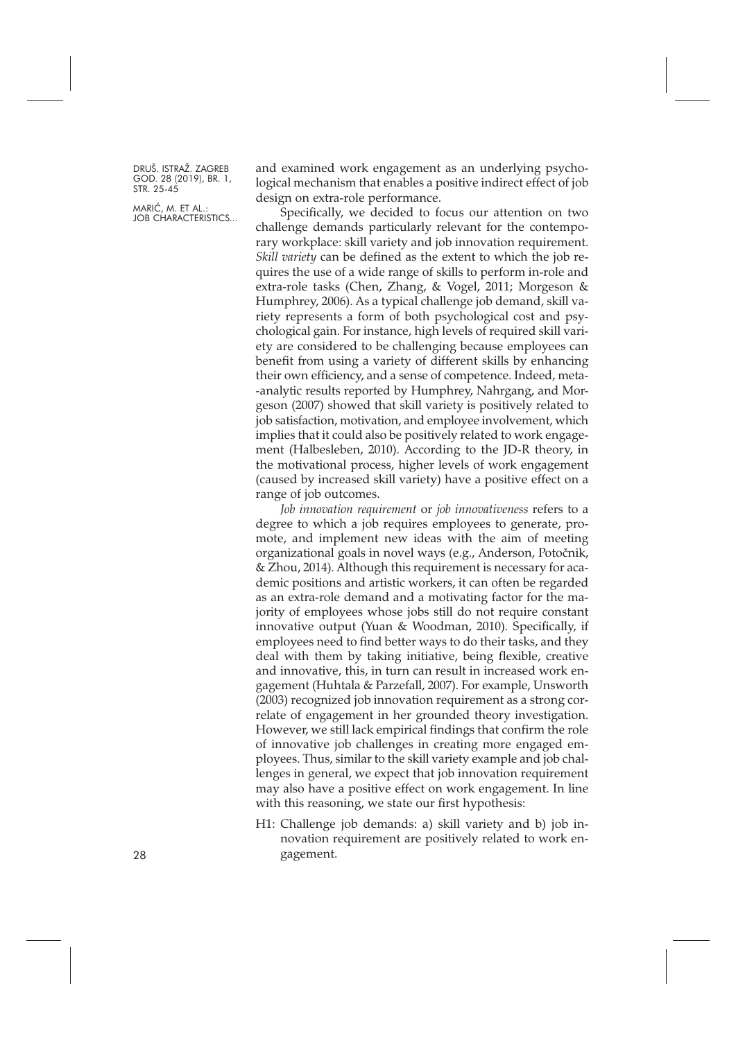and examined work engagement as an underlying psychological mechanism that enables a positive indirect effect of job design on extra-role performance.

Specifically, we decided to focus our attention on two challenge demands particularly relevant for the contemporary workplace: skill variety and job innovation requirement. *Skill variety* can be defined as the extent to which the job requires the use of a wide range of skills to perform in-role and extra-role tasks (Chen, Zhang, & Vogel, 2011; Morgeson & Humphrey, 2006). As a typical challenge job demand, skill variety represents a form of both psychological cost and psychological gain. For instance, high levels of required skill variety are considered to be challenging because employees can benefit from using a variety of different skills by enhancing their own efficiency, and a sense of competence. Indeed, meta-analytic results reported by Humphrey, Nahrgang, and Morgeson (2007) showed that skill variety is positively related to job satisfaction, motivation, and employee involvement, which implies that it could also be positively related to work engagement (Halbesleben, 2010). According to the JD-R theory, in the motivational process, higher levels of work engagement (caused by increased skill variety) have a positive effect on a range of job outcomes.

*Job innovation requirement* or *job innovativeness* refers to a degree to which a job requires employees to generate, promote, and implement new ideas with the aim of meeting organizational goals in novel ways (e.g., Anderson, Potočnik, & Zhou, 2014). Although this requirement is necessary for academic positions and artistic workers, it can often be regarded as an extra-role demand and a motivating factor for the majority of employees whose jobs still do not require constant innovative output (Yuan & Woodman, 2010). Specifically, if employees need to find better ways to do their tasks, and they deal with them by taking initiative, being flexible, creative and innovative, this, in turn can result in increased work engagement (Huhtala & Parzefall, 2007). For example, Unsworth (2003) recognized job innovation requirement as a strong correlate of engagement in her grounded theory investigation. However, we still lack empirical findings that confirm the role of innovative job challenges in creating more engaged employees. Thus, similar to the skill variety example and job challenges in general, we expect that job innovation requirement may also have a positive effect on work engagement. In line with this reasoning, we state our first hypothesis:

H1: Challenge job demands: a) skill variety and b) job innovation requirement are positively related to work engagement.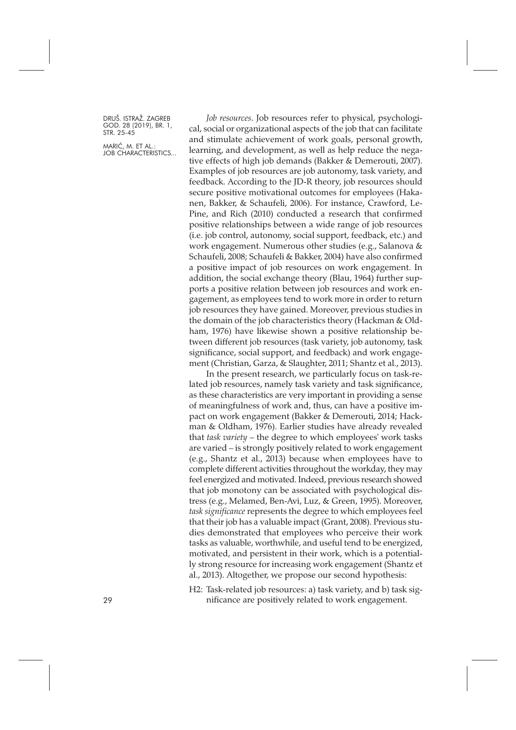*Job resources*. Job resources refer to physical, psychological, social or organizational aspects of the job that can facilitate and stimulate achievement of work goals, personal growth, learning, and development, as well as help reduce the negative effects of high job demands (Bakker & Demerouti, 2007). Examples of job resources are job autonomy, task variety, and feedback. According to the JD-R theory, job resources should secure positive motivational outcomes for employees (Hakanen, Bakker, & Schaufeli, 2006). For instance, Crawford, LePine, and Rich (2010) conducted a research that confirmed positive relationships between a wide range of job resources (i.e. job control, autonomy, social support, feedback, etc.) and work engagement. Numerous other studies (e.g., Salanova & Schaufeli, 2008; Schaufeli & Bakker, 2004) have also confirmed a positive impact of job resources on work engagement. In addition, the social exchange theory (Blau, 1964) further supports a positive relation between job resources and work engagement, as employees tend to work more in order to return job resources they have gained. Moreover, previous studies in the domain of the job characteristics theory (Hackman & Oldham, 1976) have likewise shown a positive relationship between different job resources (task variety, job autonomy, task significance, social support, and feedback) and work engagement (Christian, Garza, & Slaughter, 2011; Shantz et al., 2013).

In the present research, we particularly focus on task-related job resources, namely task variety and task significance, as these characteristics are very important in providing a sense of meaningfulness of work and, thus, can have a positive impact on work engagement (Bakker & Demerouti, 2014; Hackman & Oldham, 1976). Earlier studies have already revealed that *task variety* – the degree to which employees' work tasks are varied – is strongly positively related to work engagement (e.g., Shantz et al., 2013) because when employees have to complete different activities throughout the workday, they may feel energized and motivated. Indeed, previous research showed that job monotony can be associated with psychological distress (e.g., Melamed, Ben-Avi, Luz, & Green, 1995). Moreover, *task significance* represents the degree to which employees feel that their job has a valuable impact (Grant, 2008). Previous studies demonstrated that employees who perceive their work tasks as valuable, worthwhile, and useful tend to be energized, motivated, and persistent in their work, which is a potentially strong resource for increasing work engagement (Shantz et al., 2013). Altogether, we propose our second hypothesis:

H2: Task-related job resources: a) task variety, and b) task significance are positively related to work engagement.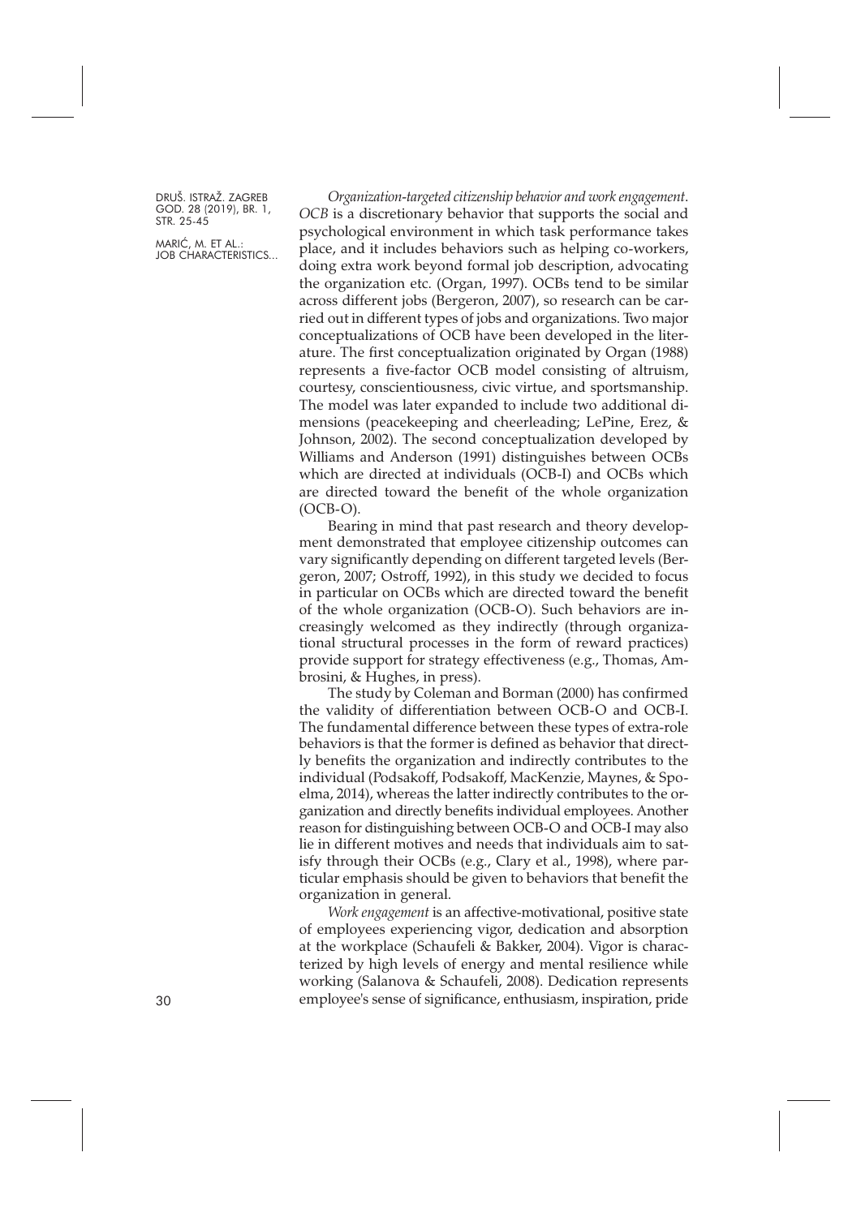*Organization-targeted citizenship behavior and work engagement*. *OCB* is a discretionary behavior that supports the social and psychological environment in which task performance takes place, and it includes behaviors such as helping co-workers, doing extra work beyond formal job description, advocating the organization etc. (Organ, 1997). OCBs tend to be similar across different jobs (Bergeron, 2007), so research can be carried out in different types of jobs and organizations. Two major conceptualizations of OCB have been developed in the literature. The first conceptualization originated by Organ (1988) represents a five-factor OCB model consisting of altruism, courtesy, conscientiousness, civic virtue, and sportsmanship. The model was later expanded to include two additional dimensions (peacekeeping and cheerleading; LePine, Erez, & Johnson, 2002). The second conceptualization developed by Williams and Anderson (1991) distinguishes between OCBs which are directed at individuals (OCB-I) and OCBs which are directed toward the benefit of the whole organization (OCB-O).

Bearing in mind that past research and theory development demonstrated that employee citizenship outcomes can vary significantly depending on different targeted levels (Bergeron, 2007; Ostroff, 1992), in this study we decided to focus in particular on OCBs which are directed toward the benefit of the whole organization (OCB-O). Such behaviors are increasingly welcomed as they indirectly (through organizational structural processes in the form of reward practices) provide support for strategy effectiveness (e.g., Thomas, Ambrosini, & Hughes, in press).

The study by Coleman and Borman (2000) has confirmed the validity of differentiation between OCB-O and OCB-I. The fundamental difference between these types of extra-role behaviors is that the former is defined as behavior that directly benefits the organization and indirectly contributes to the individual (Podsakoff, Podsakoff, MacKenzie, Maynes, & Spoelma, 2014), whereas the latter indirectly contributes to the organization and directly benefits individual employees. Another reason for distinguishing between OCB-O and OCB-I may also lie in different motives and needs that individuals aim to satisfy through their OCBs (e.g., Clary et al., 1998), where particular emphasis should be given to behaviors that benefit the organization in general.

*Work engagement* is an affective-motivational, positive state of employees experiencing vigor, dedication and absorption at the workplace (Schaufeli & Bakker, 2004). Vigor is characterized by high levels of energy and mental resilience while working (Salanova & Schaufeli, 2008). Dedication represents employee's sense of significance, enthusiasm, inspiration, pride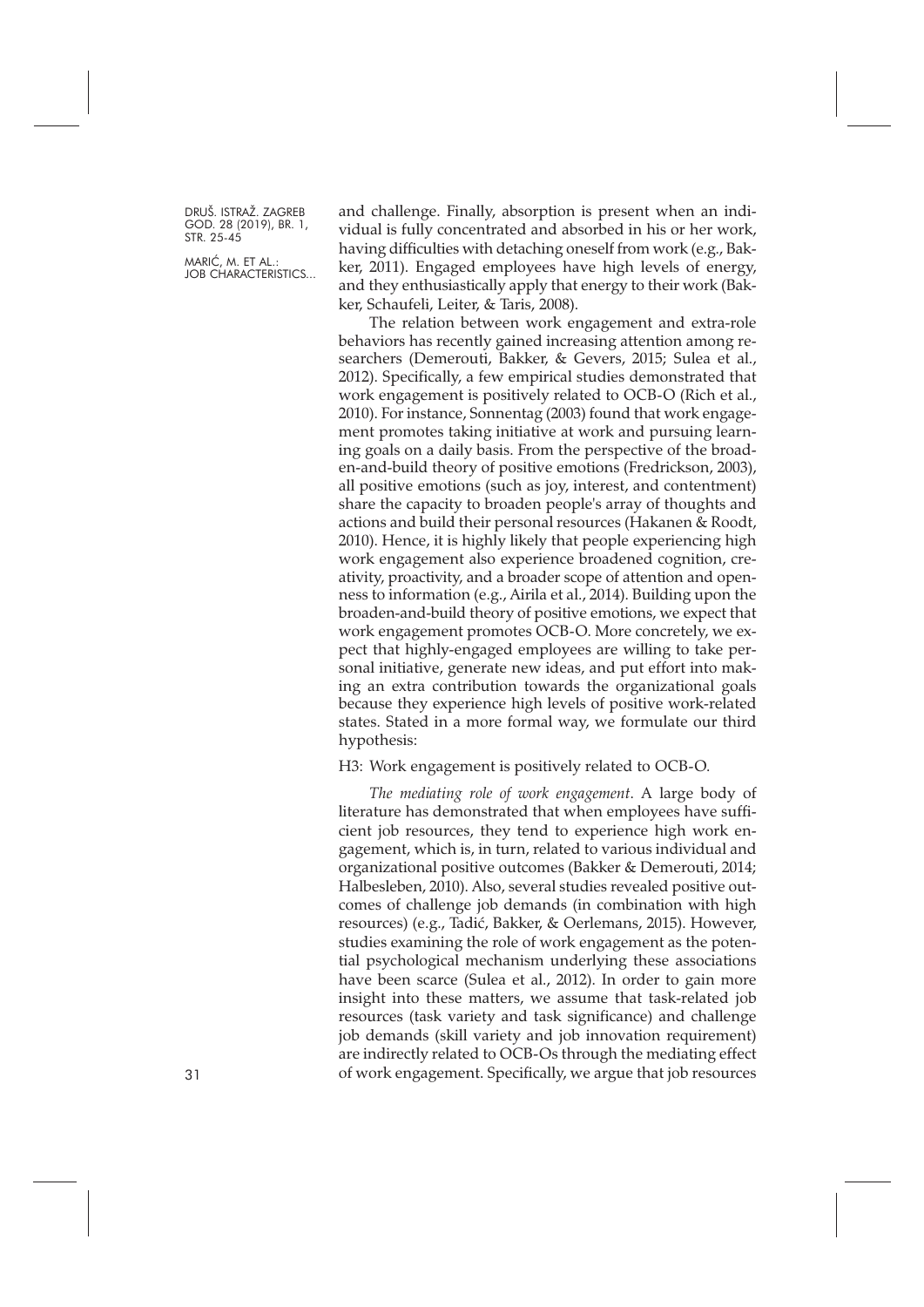and challenge. Finally, absorption is present when an individual is fully concentrated and absorbed in his or her work, having difficulties with detaching oneself from work (e.g., Bakker, 2011). Engaged employees have high levels of energy, and they enthusiastically apply that energy to their work (Bakker, Schaufeli, Leiter, & Taris, 2008).

The relation between work engagement and extra-role behaviors has recently gained increasing attention among researchers (Demerouti, Bakker, & Gevers, 2015; Sulea et al., 2012). Specifically, a few empirical studies demonstrated that work engagement is positively related to OCB-O (Rich et al., 2010). For instance, Sonnentag (2003) found that work engagement promotes taking initiative at work and pursuing learning goals on a daily basis. From the perspective of the broaden-and-build theory of positive emotions (Fredrickson, 2003), all positive emotions (such as joy, interest, and contentment) share the capacity to broaden people's array of thoughts and actions and build their personal resources (Hakanen & Roodt, 2010). Hence, it is highly likely that people experiencing high work engagement also experience broadened cognition, creativity, proactivity, and a broader scope of attention and openness to information (e.g., Airila et al., 2014). Building upon the broaden-and-build theory of positive emotions, we expect that work engagement promotes OCB-O. More concretely, we expect that highly-engaged employees are willing to take personal initiative, generate new ideas, and put effort into making an extra contribution towards the organizational goals because they experience high levels of positive work-related states. Stated in a more formal way, we formulate our third hypothesis:

H3: Work engagement is positively related to OCB-O.

*The mediating role of work engagement*. A large body of literature has demonstrated that when employees have sufficient job resources, they tend to experience high work engagement, which is, in turn, related to various individual and organizational positive outcomes (Bakker & Demerouti, 2014; Halbesleben, 2010). Also, several studies revealed positive outcomes of challenge job demands (in combination with high resources) (e.g., Tadić, Bakker, & Oerlemans, 2015). However, studies examining the role of work engagement as the potential psychological mechanism underlying these associations have been scarce (Sulea et al., 2012). In order to gain more insight into these matters, we assume that task-related job resources (task variety and task significance) and challenge job demands (skill variety and job innovation requirement) are indirectly related to OCB-Os through the mediating effect of work engagement. Specifically, we argue that job resources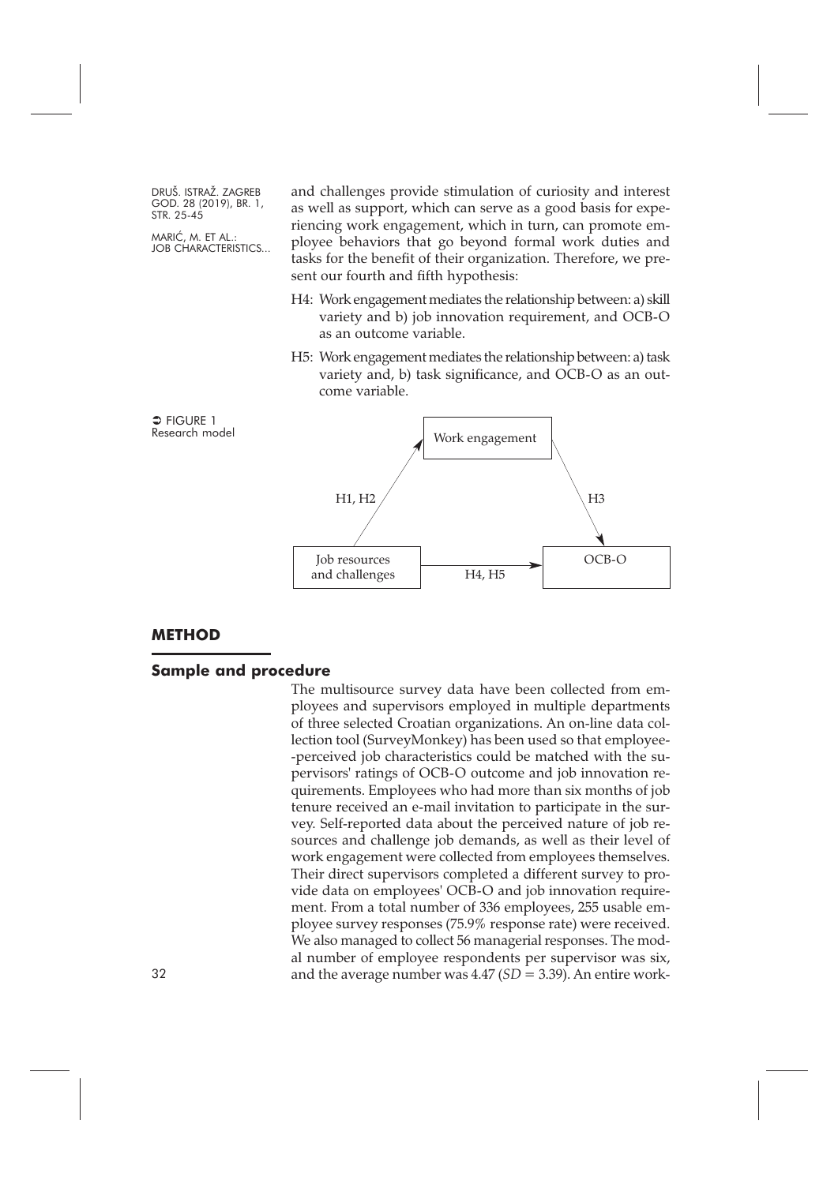and challenges provide stimulation of curiosity and interest as well as support, which can serve as a good basis for experiencing work engagement, which in turn, can promote employee behaviors that go beyond formal work duties and tasks for the benefit of their organization. Therefore, we present our fourth and fifth hypothesis:

H4: Work engagement mediates the relationship between: a) skill variety and b) job innovation requirement, and OCB-O as an outcome variable.

H5: Work engagement mediates the relationship between: a) task variety and, b) task significance, and OCB-O as an outcome variable.

FIGURE 1
Research model

Work engagement

H1, H2

H3

Job resources and challenges

H4, H5

OCB-O

## METHOD

### Sample and procedure

The multisource survey data have been collected from employees and supervisors employed in multiple departments of three selected Croatian organizations. An on-line data collection tool (SurveyMonkey) has been used so that employee-perceived job characteristics could be matched with the supervisors' ratings of OCB-O outcome and job innovation requirements. Employees who had more than six months of job tenure received an e-mail invitation to participate in the survey. Self-reported data about the perceived nature of job resources and challenge job demands, as well as their level of work engagement were collected from employees themselves. Their direct supervisors completed a different survey to provide data on employees' OCB-O and job innovation requirement. From a total number of 336 employees, 255 usable employee survey responses (75.9% response rate) were received. We also managed to collect 56 managerial responses. The modal number of employee respondents per supervisor was six, and the average number was 4.47 ($SD$ = 3.39). An entire work-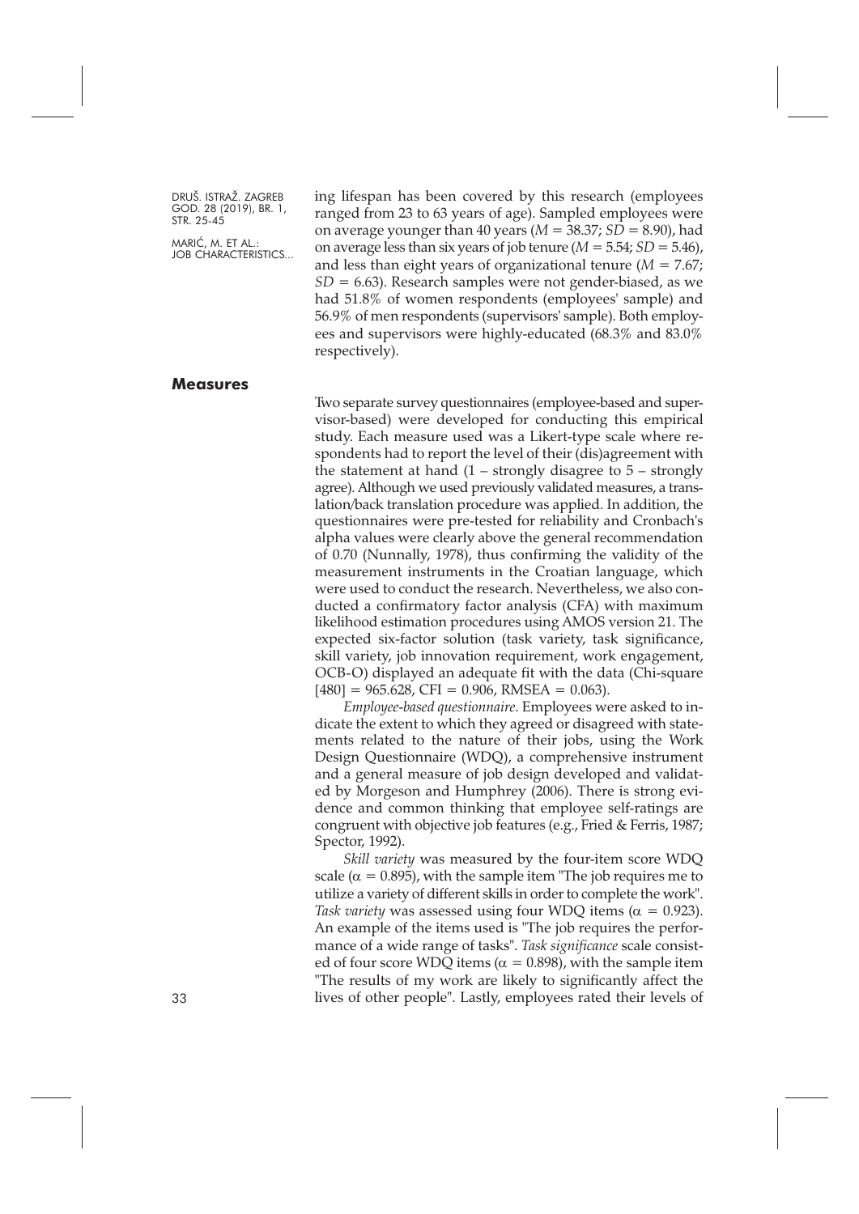ing lifespan has been covered by this research (employees ranged from 23 to 63 years of age). Sampled employees were on average younger than 40 years ($M = 38.37$; $SD = 8.90$), had on average less than six years of job tenure ($M = 5.54$; $SD = 5.46$), and less than eight years of organizational tenure ($M = 7.67$; $SD = 6.63$). Research samples were not gender-biased, as we had 51.8% of women respondents (employees' sample) and 56.9% of men respondents (supervisors' sample). Both employees and supervisors were highly-educated (68.3% and 83.0% respectively).

## Measures

Two separate survey questionnaires (employee-based and supervisor-based) were developed for conducting this empirical study. Each measure used was a Likert-type scale where respondents had to report the level of their (dis)agreement with the statement at hand (1 – strongly disagree to 5 – strongly agree). Although we used previously validated measures, a translation/back translation procedure was applied. In addition, the questionnaires were pre-tested for reliability and Cronbach's alpha values were clearly above the general recommendation of 0.70 (Nunnally, 1978), thus confirming the validity of the measurement instruments in the Croatian language, which were used to conduct the research. Nevertheless, we also conducted a confirmatory factor analysis (CFA) with maximum likelihood estimation procedures using AMOS version 21. The expected six-factor solution (task variety, task significance, skill variety, job innovation requirement, work engagement, OCB-O) displayed an adequate fit with the data (Chi-square $[480] = 965.628$, $CFI = 0.906$, $RMSEA = 0.063$).

*Employee-based questionnaire*. Employees were asked to indicate the extent to which they agreed or disagreed with statements related to the nature of their jobs, using the Work Design Questionnaire (WDQ), a comprehensive instrument and a general measure of job design developed and validated by Morgeson and Humphrey (2006). There is strong evidence and common thinking that employee self-ratings are congruent with objective job features (e.g., Fried & Ferris, 1987; Spector, 1992).

*Skill variety* was measured by the four-item score WDQ scale ($\alpha = 0.895$), with the sample item "The job requires me to utilize a variety of different skills in order to complete the work". *Task variety* was assessed using four WDQ items ($\alpha = 0.923$). An example of the items used is "The job requires the performance of a wide range of tasks". *Task significance* scale consisted of four score WDQ items ($\alpha = 0.898$), with the sample item "The results of my work are likely to significantly affect the lives of other people". Lastly, employees rated their levels of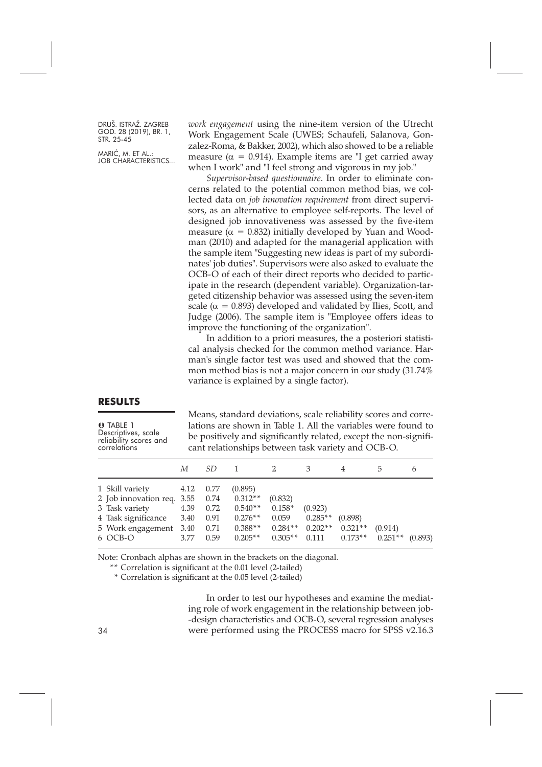*work engagement* using the nine-item version of the Utrecht Work Engagement Scale (UWES; Schaufeli, Salanova, Gonzalez-Roma, & Bakker, 2002), which also showed to be a reliable measure ($\alpha = 0.914$). Example items are "I get carried away when I work" and "I feel strong and vigorous in my job."

*Supervisor-based questionnaire.* In order to eliminate concerns related to the potential common method bias, we collected data on *job innovation requirement* from direct supervisors, as an alternative to employee self-reports. The level of designed job innovativeness was assessed by the five-item measure ($\alpha = 0.832$) initially developed by Yuan and Woodman (2010) and adapted for the managerial application with the sample item "Suggesting new ideas is part of my subordinates' job duties". Supervisors were also asked to evaluate the OCB-O of each of their direct reports who decided to participate in the research (dependent variable). Organization-targeted citizenship behavior was assessed using the seven-item scale ($\alpha = 0.893$) developed and validated by Ilies, Scott, and Judge (2006). The sample item is "Employee offers ideas to improve the functioning of the organization".

In addition to a priori measures, the a posteriori statistical analysis checked for the common method variance. Harman's single factor test was used and showed that the common method bias is not a major concern in our study (31.74% variance is explained by a single factor).

## RESULTS

Means, standard deviations, scale reliability scores and correlations are shown in Table 1. All the variables were found to be positively and significantly related, except the non-significant relationships between task variety and OCB-O.

TABLE 1
Descriptives, scale reliability scores and correlations

| | *M* | *SD* | 1 | 2 | 3 | 4 | 5 | 6 |
|---|---|---|---|---|---|---|---|---|
| 1 Skill variety | 4.12 | 0.77 | (0.895) | | | | | |
| 2 Job innovation req. | 3.55 | 0.74 | 0.312** | (0.832) | | | | |
| 3 Task variety | 4.39 | 0.72 | 0.540** | 0.158* | (0.923) | | | |
| 4 Task significance | 3.40 | 0.91 | 0.276** | 0.059 | 0.285** | (0.898) | | |
| 5 Work engagement | 3.40 | 0.71 | 0.388** | 0.284** | 0.202** | 0.321** | (0.914) | |
| 6 OCB-O | 3.77 | 0.59 | 0.205** | 0.305** | 0.111 | 0.173** | 0.251** | (0.893) |

Note: Cronbach alphas are shown in the brackets on the diagonal.

** Correlation is significant at the 0.01 level (2-tailed)

\* Correlation is significant at the 0.05 level (2-tailed)

In order to test our hypotheses and examine the mediating role of work engagement in the relationship between job-design characteristics and OCB-O, several regression analyses were performed using the PROCESS macro for SPSS v2.16.3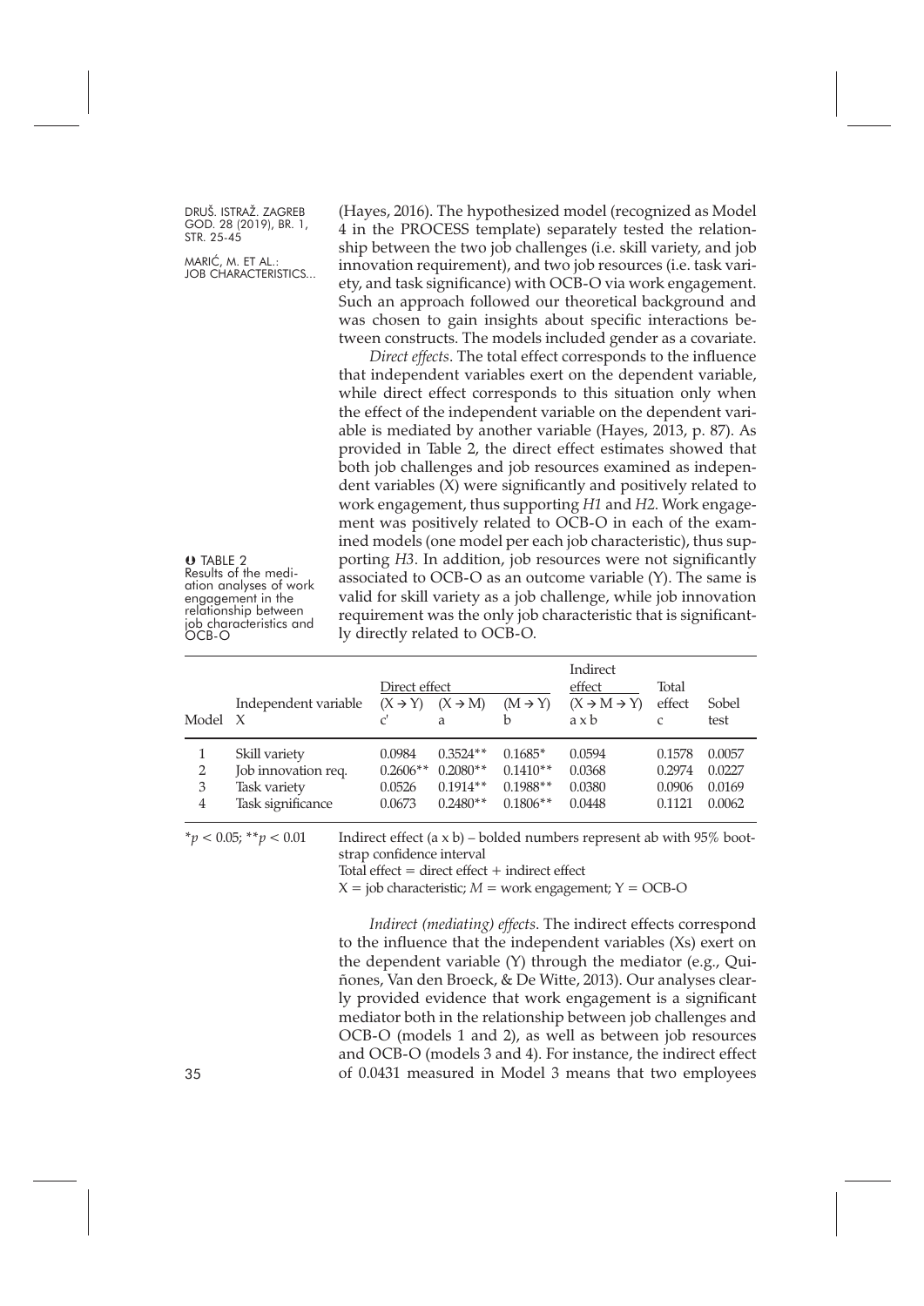(Hayes, 2016). The hypothesized model (recognized as Model 4 in the PROCESS template) separately tested the relationship between the two job challenges (i.e. skill variety, and job innovation requirement), and two job resources (i.e. task variety, and task significance) with OCB-O via work engagement. Such an approach followed our theoretical background and was chosen to gain insights about specific interactions between constructs. The models included gender as a covariate.

*Direct effects*. The total effect corresponds to the influence that independent variables exert on the dependent variable, while direct effect corresponds to this situation only when the effect of the independent variable on the dependent variable is mediated by another variable (Hayes, 2013, p. 87). As provided in Table 2, the direct effect estimates showed that both job challenges and job resources examined as independent variables (X) were significantly and positively related to work engagement, thus supporting *H1* and *H2*. Work engagement was positively related to OCB-O in each of the examined models (one model per each job characteristic), thus supporting *H3*. In addition, job resources were not significantly associated to OCB-O as an outcome variable (Y). The same is valid for skill variety as a job challenge, while job innovation requirement was the only job characteristic that is significantly directly related to OCB-O.

TABLE 2
Results of the mediation analyses of work engagement in the relationship between job characteristics and OCB-O

| Model | Independent variable X | Direct effect $(X \rightarrow Y)$ c' | $(X \rightarrow M)$ a | $(M \rightarrow Y)$ b | Indirect effect $(X \rightarrow M \rightarrow Y)$ a x b | Total effect c | Sobel test |
|---|---|---|---|---|---|---|---|
| 1 | Skill variety | 0.0984 | 0.3524** | 0.1685* | 0.0594 | 0.1578 | 0.0057 |
| 2 | Job innovation req. | 0.2606** | 0.2080** | 0.1410** | 0.0368 | 0.2974 | 0.0227 |
| 3 | Task variety | 0.0526 | 0.1914** | 0.1988** | 0.0380 | 0.0906 | 0.0169 |
| 4 | Task significance | 0.0673 | 0.2480** | 0.1806** | 0.0448 | 0.1121 | 0.0062 |

$^*p < 0.05$; $^{**}p < 0.01$

Indirect effect (a x b) – bolded numbers represent ab with 95% bootstrap confidence interval
Total effect = direct effect + indirect effect
X = job characteristic; *M* = work engagement; Y = OCB-O

*Indirect (mediating) effects*. The indirect effects correspond to the influence that the independent variables (Xs) exert on the dependent variable (Y) through the mediator (e.g., Quiñones, Van den Broeck, & De Witte, 2013). Our analyses clearly provided evidence that work engagement is a significant mediator both in the relationship between job challenges and OCB-O (models 1 and 2), as well as between job resources and OCB-O (models 3 and 4). For instance, the indirect effect of 0.0431 measured in Model 3 means that two employees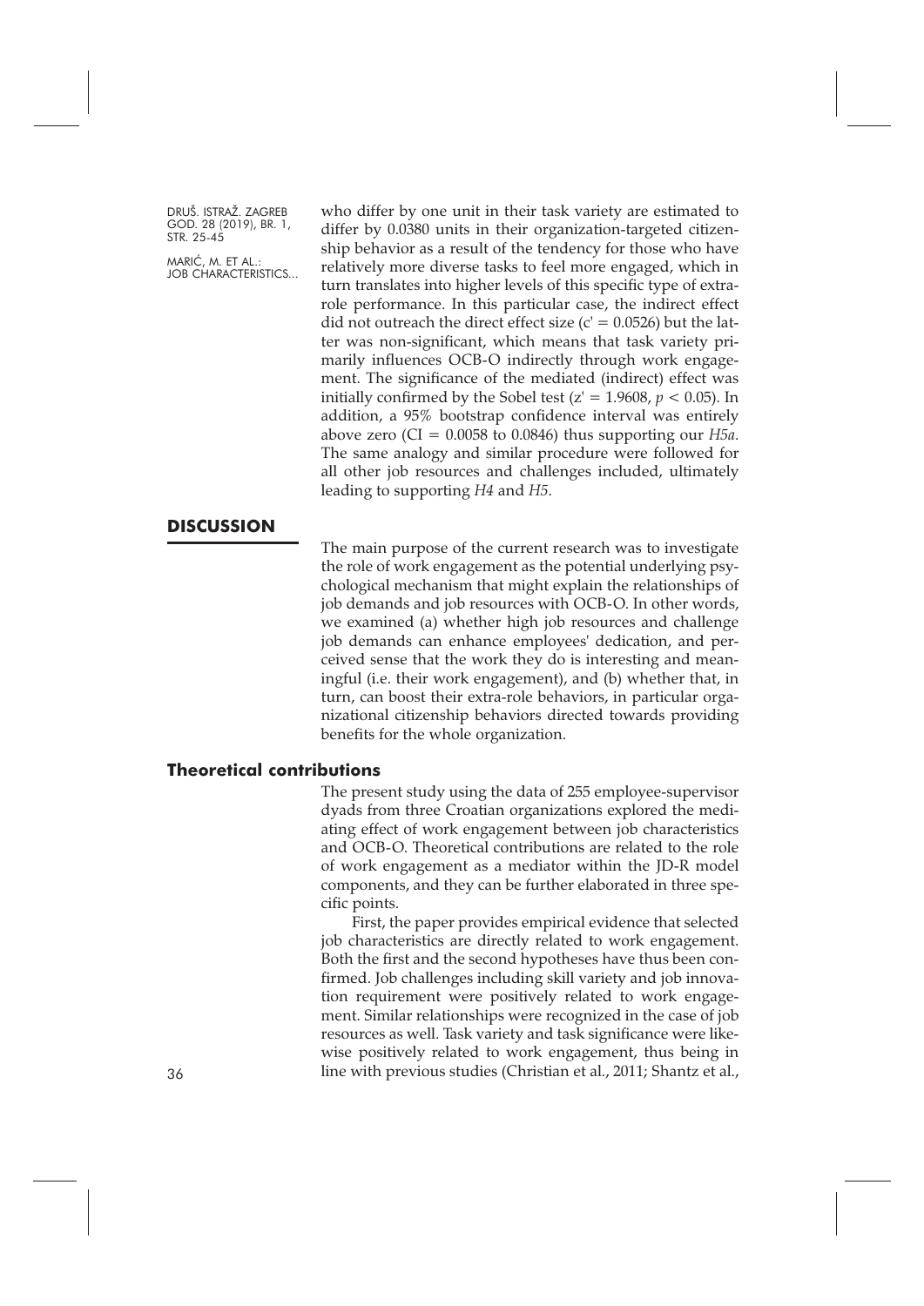who differ by one unit in their task variety are estimated to differ by 0.0380 units in their organization-targeted citizenship behavior as a result of the tendency for those who have relatively more diverse tasks to feel more engaged, which in turn translates into higher levels of this specific type of extra-role performance. In this particular case, the indirect effect did not outreach the direct effect size ($c' = 0.0526$) but the latter was non-significant, which means that task variety primarily influences OCB-O indirectly through work engagement. The significance of the mediated (indirect) effect was initially confirmed by the Sobel test ($z' = 1.9608$, $p < 0.05$). In addition, a 95% bootstrap confidence interval was entirely above zero (CI = 0.0058 to 0.0846) thus supporting our *H5a*. The same analogy and similar procedure were followed for all other job resources and challenges included, ultimately leading to supporting *H4* and *H5*.

## DISCUSSION

The main purpose of the current research was to investigate the role of work engagement as the potential underlying psychological mechanism that might explain the relationships of job demands and job resources with OCB-O. In other words, we examined (a) whether high job resources and challenge job demands can enhance employees' dedication, and perceived sense that the work they do is interesting and meaningful (i.e. their work engagement), and (b) whether that, in turn, can boost their extra-role behaviors, in particular organizational citizenship behaviors directed towards providing benefits for the whole organization.

### Theoretical contributions

The present study using the data of 255 employee-supervisor dyads from three Croatian organizations explored the mediating effect of work engagement between job characteristics and OCB-O. Theoretical contributions are related to the role of work engagement as a mediator within the JD-R model components, and they can be further elaborated in three specific points.

First, the paper provides empirical evidence that selected job characteristics are directly related to work engagement. Both the first and the second hypotheses have thus been confirmed. Job challenges including skill variety and job innovation requirement were positively related to work engagement. Similar relationships were recognized in the case of job resources as well. Task variety and task significance were likewise positively related to work engagement, thus being in line with previous studies (Christian et al., 2011; Shantz et al.,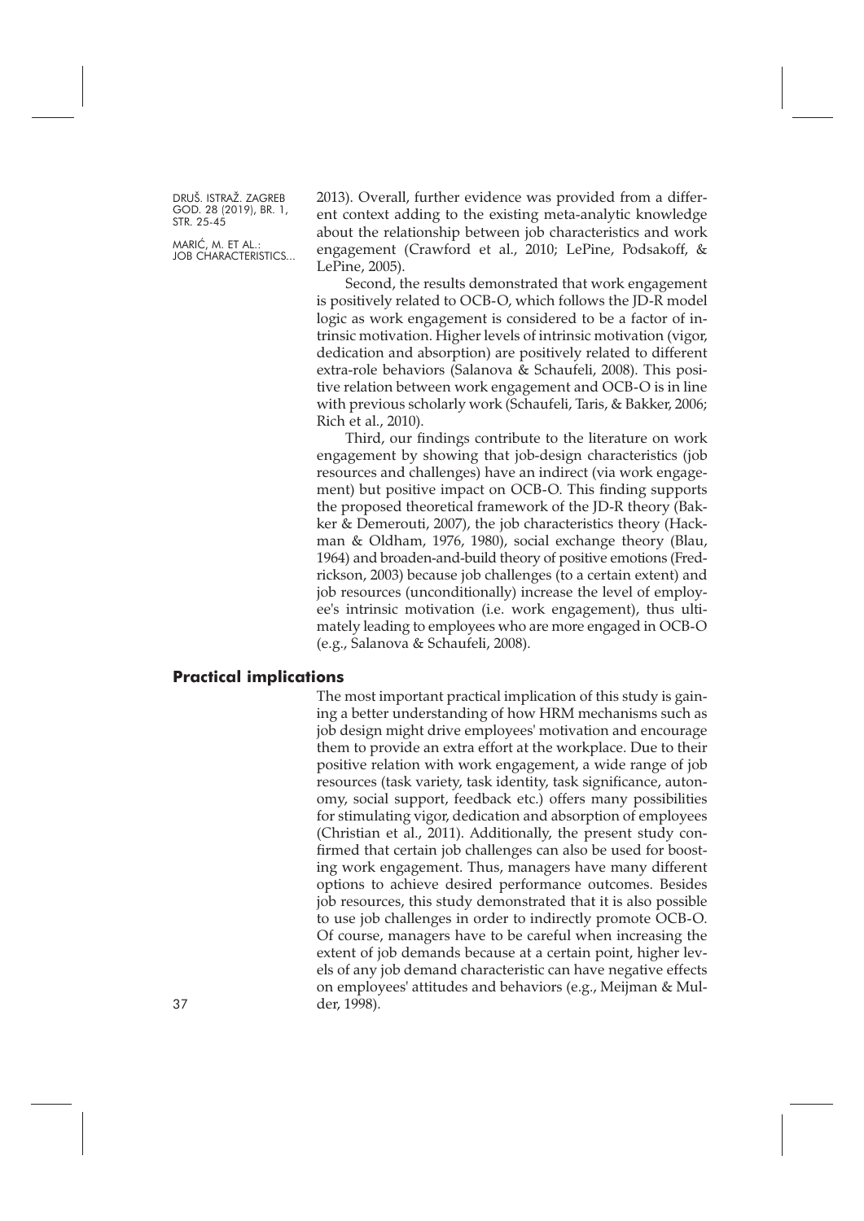2013). Overall, further evidence was provided from a different context adding to the existing meta-analytic knowledge about the relationship between job characteristics and work engagement (Crawford et al., 2010; LePine, Podsakoff, & LePine, 2005).

Second, the results demonstrated that work engagement is positively related to OCB-O, which follows the JD-R model logic as work engagement is considered to be a factor of intrinsic motivation. Higher levels of intrinsic motivation (vigor, dedication and absorption) are positively related to different extra-role behaviors (Salanova & Schaufeli, 2008). This positive relation between work engagement and OCB-O is in line with previous scholarly work (Schaufeli, Taris, & Bakker, 2006; Rich et al., 2010).

Third, our findings contribute to the literature on work engagement by showing that job-design characteristics (job resources and challenges) have an indirect (via work engagement) but positive impact on OCB-O. This finding supports the proposed theoretical framework of the JD-R theory (Bakker & Demerouti, 2007), the job characteristics theory (Hackman & Oldham, 1976, 1980), social exchange theory (Blau, 1964) and broaden-and-build theory of positive emotions (Fredrickson, 2003) because job challenges (to a certain extent) and job resources (unconditionally) increase the level of employee's intrinsic motivation (i.e. work engagement), thus ultimately leading to employees who are more engaged in OCB-O (e.g., Salanova & Schaufeli, 2008).

## Practical implications

The most important practical implication of this study is gaining a better understanding of how HRM mechanisms such as job design might drive employees' motivation and encourage them to provide an extra effort at the workplace. Due to their positive relation with work engagement, a wide range of job resources (task variety, task identity, task significance, autonomy, social support, feedback etc.) offers many possibilities for stimulating vigor, dedication and absorption of employees (Christian et al., 2011). Additionally, the present study confirmed that certain job challenges can also be used for boosting work engagement. Thus, managers have many different options to achieve desired performance outcomes. Besides job resources, this study demonstrated that it is also possible to use job challenges in order to indirectly promote OCB-O. Of course, managers have to be careful when increasing the extent of job demands because at a certain point, higher levels of any job demand characteristic can have negative effects on employees' attitudes and behaviors (e.g., Meijman & Mulder, 1998).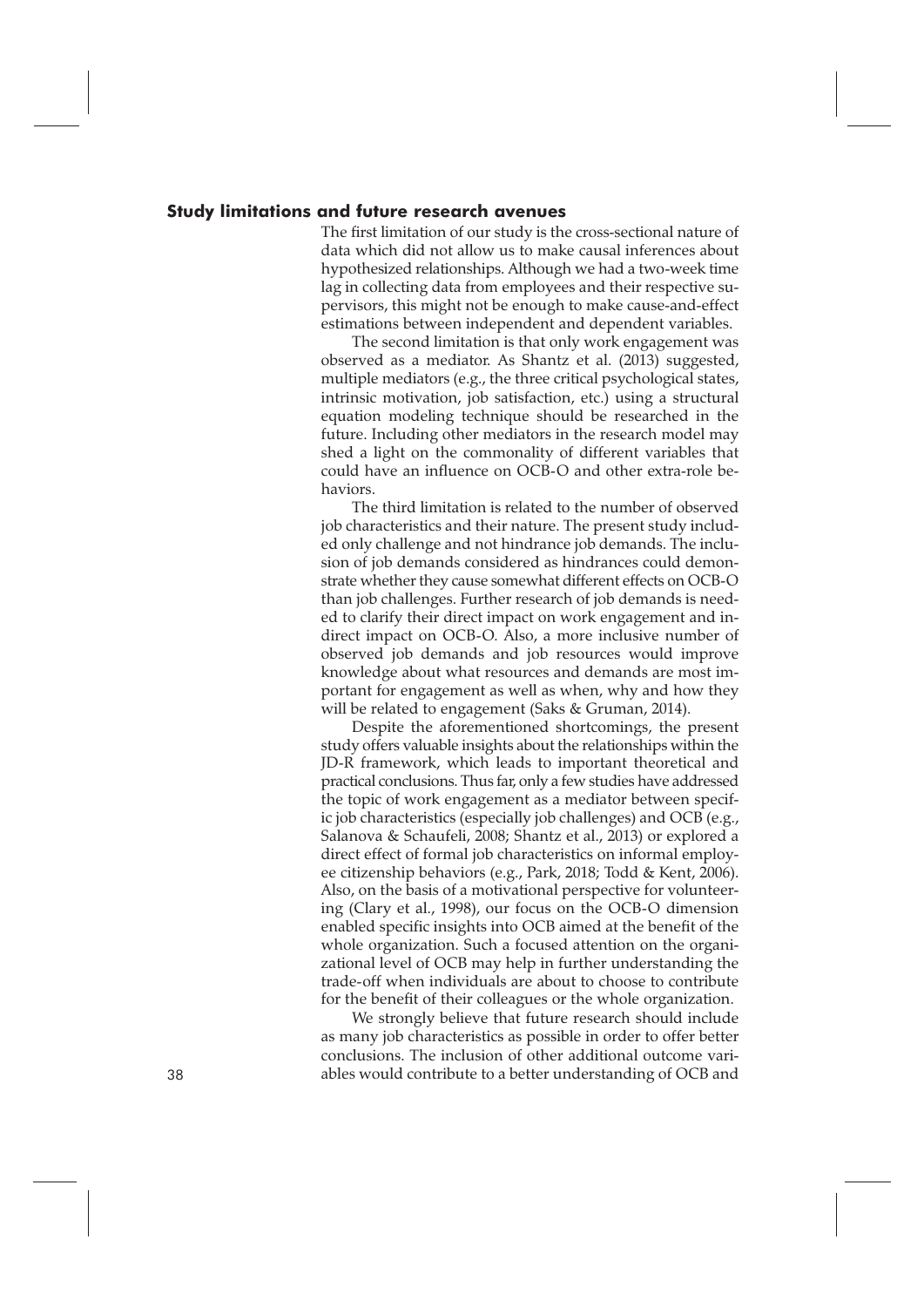## Study limitations and future research avenues

The first limitation of our study is the cross-sectional nature of data which did not allow us to make causal inferences about hypothesized relationships. Although we had a two-week time lag in collecting data from employees and their respective supervisors, this might not be enough to make cause-and-effect estimations between independent and dependent variables.

The second limitation is that only work engagement was observed as a mediator. As Shantz et al. (2013) suggested, multiple mediators (e.g., the three critical psychological states, intrinsic motivation, job satisfaction, etc.) using a structural equation modeling technique should be researched in the future. Including other mediators in the research model may shed a light on the commonality of different variables that could have an influence on OCB-O and other extra-role behaviors.

The third limitation is related to the number of observed job characteristics and their nature. The present study included only challenge and not hindrance job demands. The inclusion of job demands considered as hindrances could demonstrate whether they cause somewhat different effects on OCB-O than job challenges. Further research of job demands is needed to clarify their direct impact on work engagement and indirect impact on OCB-O. Also, a more inclusive number of observed job demands and job resources would improve knowledge about what resources and demands are most important for engagement as well as when, why and how they will be related to engagement (Saks & Gruman, 2014).

Despite the aforementioned shortcomings, the present study offers valuable insights about the relationships within the JD-R framework, which leads to important theoretical and practical conclusions. Thus far, only a few studies have addressed the topic of work engagement as a mediator between specific job characteristics (especially job challenges) and OCB (e.g., Salanova & Schaufeli, 2008; Shantz et al., 2013) or explored a direct effect of formal job characteristics on informal employee citizenship behaviors (e.g., Park, 2018; Todd & Kent, 2006). Also, on the basis of a motivational perspective for volunteering (Clary et al., 1998), our focus on the OCB-O dimension enabled specific insights into OCB aimed at the benefit of the whole organization. Such a focused attention on the organizational level of OCB may help in further understanding the trade-off when individuals are about to choose to contribute for the benefit of their colleagues or the whole organization.

We strongly believe that future research should include as many job characteristics as possible in order to offer better conclusions. The inclusion of other additional outcome variables would contribute to a better understanding of OCB and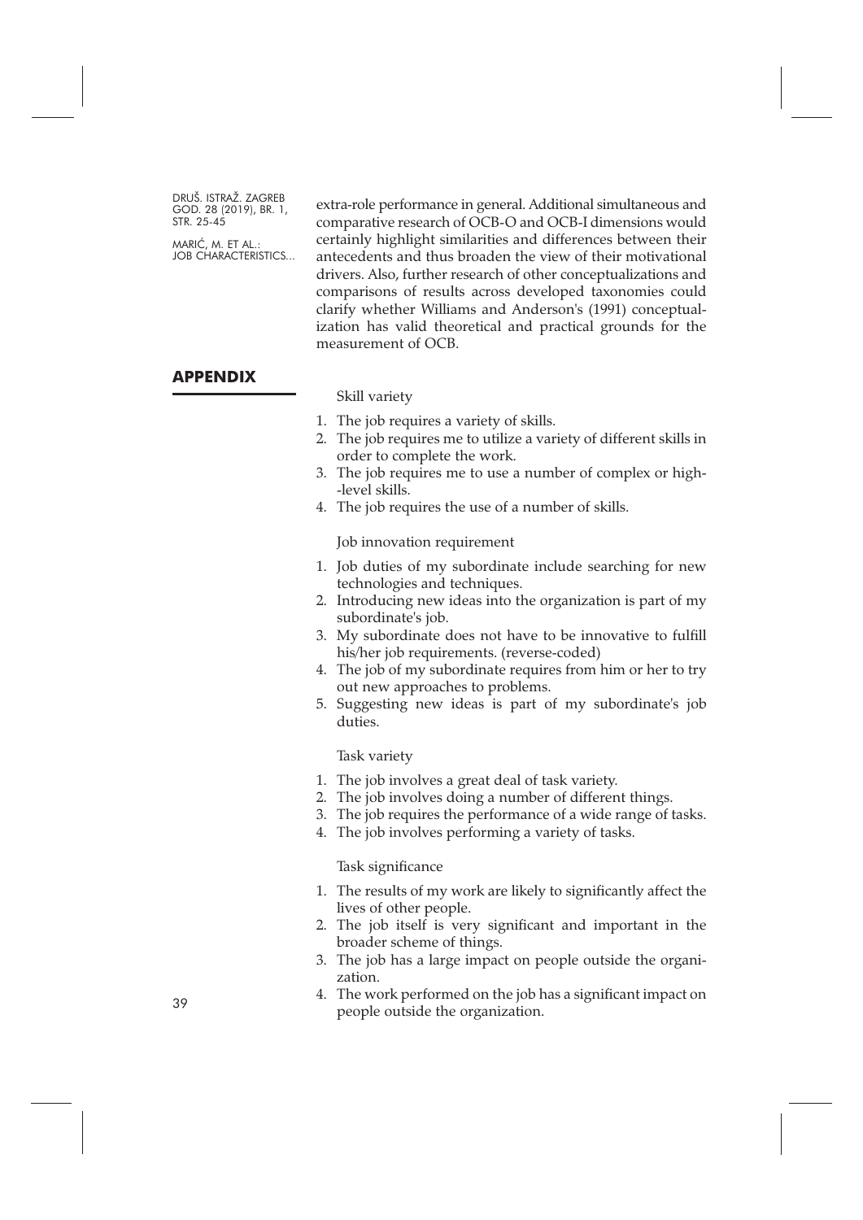extra-role performance in general. Additional simultaneous and comparative research of OCB-O and OCB-I dimensions would certainly highlight similarities and differences between their antecedents and thus broaden the view of their motivational drivers. Also, further research of other conceptualizations and comparisons of results across developed taxonomies could clarify whether Williams and Anderson's (1991) conceptualization has valid theoretical and practical grounds for the measurement of OCB.

## APPENDIX

Skill variety

1. The job requires a variety of skills.
2. The job requires me to utilize a variety of different skills in order to complete the work.
3. The job requires me to use a number of complex or high-level skills.
4. The job requires the use of a number of skills.

Job innovation requirement

1. Job duties of my subordinate include searching for new technologies and techniques.
2. Introducing new ideas into the organization is part of my subordinate's job.
3. My subordinate does not have to be innovative to fulfill his/her job requirements. (reverse-coded)
4. The job of my subordinate requires from him or her to try out new approaches to problems.
5. Suggesting new ideas is part of my subordinate's job duties.

Task variety

1. The job involves a great deal of task variety.
2. The job involves doing a number of different things.
3. The job requires the performance of a wide range of tasks.
4. The job involves performing a variety of tasks.

Task significance

1. The results of my work are likely to significantly affect the lives of other people.
2. The job itself is very significant and important in the broader scheme of things.
3. The job has a large impact on people outside the organization.
4. The work performed on the job has a significant impact on people outside the organization.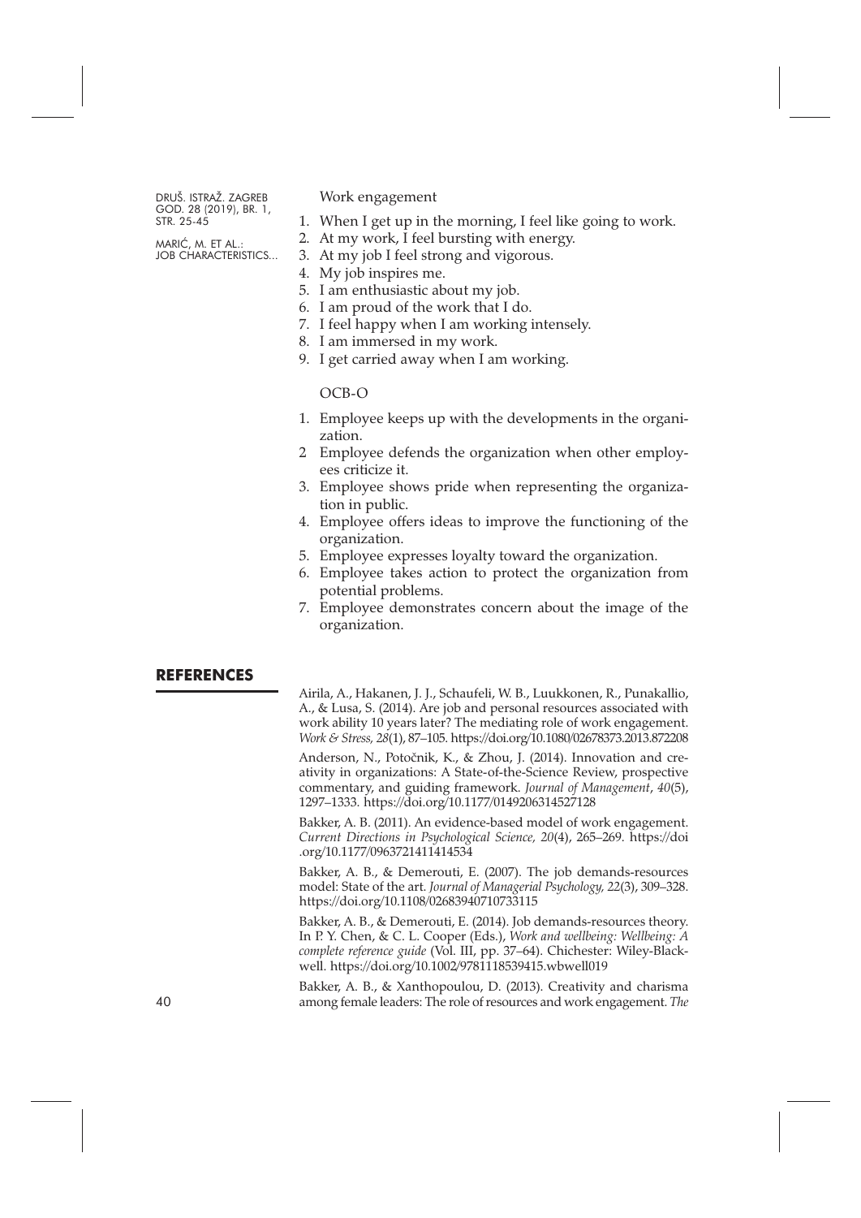Work engagement

1. When I get up in the morning, I feel like going to work.
2. At my work, I feel bursting with energy.
3. At my job I feel strong and vigorous.
4. My job inspires me.
5. I am enthusiastic about my job.
6. I am proud of the work that I do.
7. I feel happy when I am working intensely.
8. I am immersed in my work.
9. I get carried away when I am working.

OCB-O

1. Employee keeps up with the developments in the organization.
2. Employee defends the organization when other employees criticize it.
3. Employee shows pride when representing the organization in public.
4. Employee offers ideas to improve the functioning of the organization.
5. Employee expresses loyalty toward the organization.
6. Employee takes action to protect the organization from potential problems.
7. Employee demonstrates concern about the image of the organization.

## REFERENCES

Airila, A., Hakanen, J. J., Schaufeli, W. B., Luukkonen, R., Punakallio, A., & Lusa, S. (2014). Are job and personal resources associated with work ability 10 years later? The mediating role of work engagement. *Work & Stress, 28*(1), 87–105. https://doi.org/10.1080/02678373.2013.872208

Anderson, N., Potočnik, K., & Zhou, J. (2014). Innovation and creativity in organizations: A State-of-the-Science Review, prospective commentary, and guiding framework. *Journal of Management*, *40*(5), 1297–1333. https://doi.org/10.1177/0149206314527128

Bakker, A. B. (2011). An evidence-based model of work engagement. *Current Directions in Psychological Science, 20*(4), 265–269. https://doi.org/10.1177/0963721411414534

Bakker, A. B., & Demerouti, E. (2007). The job demands-resources model: State of the art. *Journal of Managerial Psychology, 22*(3), 309–328. https://doi.org/10.1108/02683940710733115

Bakker, A. B., & Demerouti, E. (2014). Job demands-resources theory. In P. Y. Chen, & C. L. Cooper (Eds.), *Work and wellbeing: Wellbeing: A complete reference guide* (Vol. III, pp. 37–64). Chichester: Wiley-Blackwell. https://doi.org/10.1002/9781118539415.wbwell019

Bakker, A. B., & Xanthopoulou, D. (2013). Creativity and charisma among female leaders: The role of resources and work engagement. *The*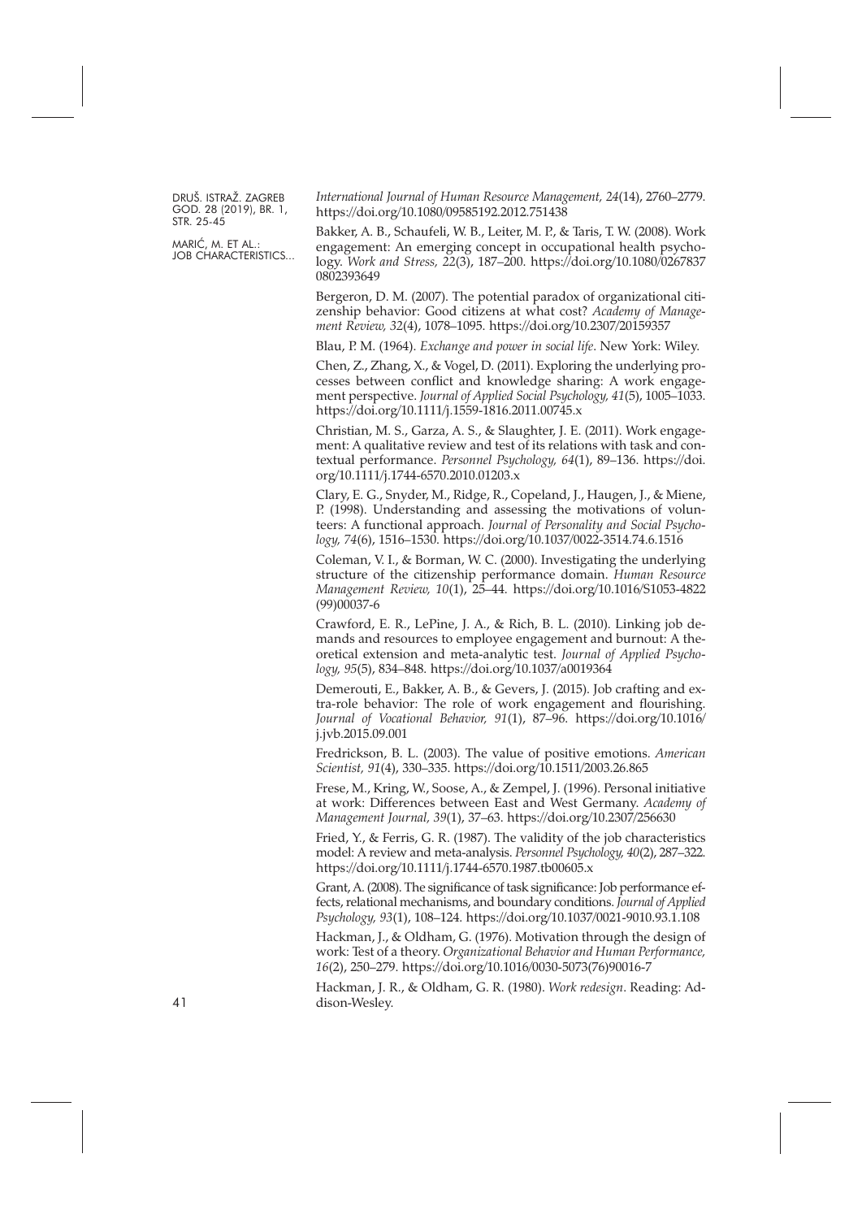*International Journal of Human Resource Management, 24*(14), 2760–2779. https://doi.org/10.1080/09585192.2012.751438

Bakker, A. B., Schaufeli, W. B., Leiter, M. P., & Taris, T. W. (2008). Work engagement: An emerging concept in occupational health psychology. *Work and Stress, 22*(3), 187–200. https://doi.org/10.1080/02678370802393649

Bergeron, D. M. (2007). The potential paradox of organizational citizenship behavior: Good citizens at what cost? *Academy of Management Review, 32*(4), 1078–1095. https://doi.org/10.2307/20159357

Blau, P. M. (1964). *Exchange and power in social life*. New York: Wiley.

Chen, Z., Zhang, X., & Vogel, D. (2011). Exploring the underlying processes between conflict and knowledge sharing: A work engagement perspective. *Journal of Applied Social Psychology, 41*(5), 1005–1033. https://doi.org/10.1111/j.1559-1816.2011.00745.x

Christian, M. S., Garza, A. S., & Slaughter, J. E. (2011). Work engagement: A qualitative review and test of its relations with task and contextual performance. *Personnel Psychology, 64*(1), 89–136. https://doi.org/10.1111/j.1744-6570.2010.01203.x

Clary, E. G., Snyder, M., Ridge, R., Copeland, J., Haugen, J., & Miene, P. (1998). Understanding and assessing the motivations of volunteers: A functional approach. *Journal of Personality and Social Psychology, 74*(6), 1516–1530. https://doi.org/10.1037/0022-3514.74.6.1516

Coleman, V. I., & Borman, W. C. (2000). Investigating the underlying structure of the citizenship performance domain. *Human Resource Management Review, 10*(1), 25–44. https://doi.org/10.1016/S1053-4822(99)00037-6

Crawford, E. R., LePine, J. A., & Rich, B. L. (2010). Linking job demands and resources to employee engagement and burnout: A theoretical extension and meta-analytic test. *Journal of Applied Psychology, 95*(5), 834–848. https://doi.org/10.1037/a0019364

Demerouti, E., Bakker, A. B., & Gevers, J. (2015). Job crafting and extra-role behavior: The role of work engagement and flourishing. *Journal of Vocational Behavior, 91*(1), 87–96. https://doi.org/10.1016/j.jvb.2015.09.001

Fredrickson, B. L. (2003). The value of positive emotions. *American Scientist, 91*(4), 330–335. https://doi.org/10.1511/2003.26.865

Frese, M., Kring, W., Soose, A., & Zempel, J. (1996). Personal initiative at work: Differences between East and West Germany. *Academy of Management Journal, 39*(1), 37–63. https://doi.org/10.2307/256630

Fried, Y., & Ferris, G. R. (1987). The validity of the job characteristics model: A review and meta-analysis. *Personnel Psychology, 40*(2), 287–322. https://doi.org/10.1111/j.1744-6570.1987.tb00605.x

Grant, A. (2008). The significance of task significance: Job performance effects, relational mechanisms, and boundary conditions. *Journal of Applied Psychology, 93*(1), 108–124. https://doi.org/10.1037/0021-9010.93.1.108

Hackman, J., & Oldham, G. (1976). Motivation through the design of work: Test of a theory. *Organizational Behavior and Human Performance, 16*(2), 250–279. https://doi.org/10.1016/0030-5073(76)90016-7

Hackman, J. R., & Oldham, G. R. (1980). *Work redesign*. Reading: Addison-Wesley.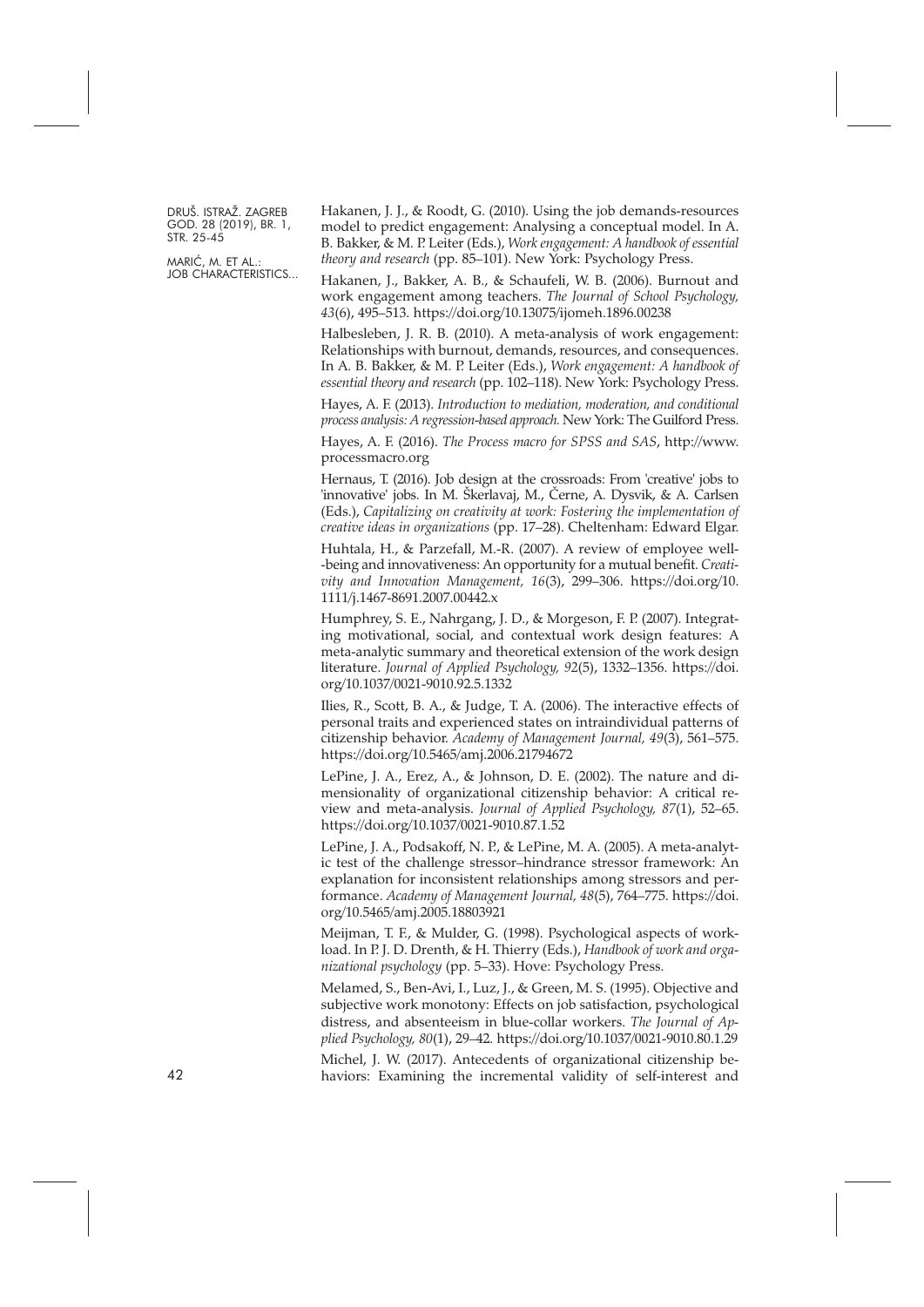Hakanen, J. J., & Roodt, G. (2010). Using the job demands-resources model to predict engagement: Analysing a conceptual model. In A. B. Bakker, & M. P. Leiter (Eds.), *Work engagement: A handbook of essential theory and research* (pp. 85–101). New York: Psychology Press.

Hakanen, J., Bakker, A. B., & Schaufeli, W. B. (2006). Burnout and work engagement among teachers. *The Journal of School Psychology, 43*(6), 495–513. https://doi.org/10.13075/ijomeh.1896.00238

Halbesleben, J. R. B. (2010). A meta-analysis of work engagement: Relationships with burnout, demands, resources, and consequences. In A. B. Bakker, & M. P. Leiter (Eds.), *Work engagement: A handbook of essential theory and research* (pp. 102–118). New York: Psychology Press.

Hayes, A. F. (2013). *Introduction to mediation, moderation, and conditional process analysis: A regression-based approach.* New York: The Guilford Press.

Hayes, A. F. (2016). *The Process macro for SPSS and SAS*, http://www.processmacro.org

Hernaus, T. (2016). Job design at the crossroads: From 'creative' jobs to 'innovative' jobs. In M. Škerlavaj, M., Černe, A. Dysvik, & A. Carlsen (Eds.), *Capitalizing on creativity at work: Fostering the implementation of creative ideas in organizations* (pp. 17–28). Cheltenham: Edward Elgar.

Huhtala, H., & Parzefall, M.-R. (2007). A review of employee well-being and innovativeness: An opportunity for a mutual benefit. *Creativity and Innovation Management, 16*(3), 299–306. https://doi.org/10.1111/j.1467-8691.2007.00442.x

Humphrey, S. E., Nahrgang, J. D., & Morgeson, F. P. (2007). Integrating motivational, social, and contextual work design features: A meta-analytic summary and theoretical extension of the work design literature. *Journal of Applied Psychology, 92*(5), 1332–1356. https://doi.org/10.1037/0021-9010.92.5.1332

Ilies, R., Scott, B. A., & Judge, T. A. (2006). The interactive effects of personal traits and experienced states on intraindividual patterns of citizenship behavior. *Academy of Management Journal, 49*(3), 561–575. https://doi.org/10.5465/amj.2006.21794672

LePine, J. A., Erez, A., & Johnson, D. E. (2002). The nature and dimensionality of organizational citizenship behavior: A critical review and meta-analysis. *Journal of Applied Psychology, 87*(1), 52–65. https://doi.org/10.1037/0021-9010.87.1.52

LePine, J. A., Podsakoff, N. P., & LePine, M. A. (2005). A meta-analytic test of the challenge stressor–hindrance stressor framework: An explanation for inconsistent relationships among stressors and performance. *Academy of Management Journal, 48*(5), 764–775. https://doi.org/10.5465/amj.2005.18803921

Meijman, T. F., & Mulder, G. (1998). Psychological aspects of workload. In P. J. D. Drenth, & H. Thierry (Eds.), *Handbook of work and organizational psychology* (pp. 5–33). Hove: Psychology Press.

Melamed, S., Ben-Avi, I., Luz, J., & Green, M. S. (1995). Objective and subjective work monotony: Effects on job satisfaction, psychological distress, and absenteeism in blue-collar workers. *The Journal of Applied Psychology, 80*(1), 29–42. https://doi.org/10.1037/0021-9010.80.1.29

Michel, J. W. (2017). Antecedents of organizational citizenship behaviors: Examining the incremental validity of self-interest and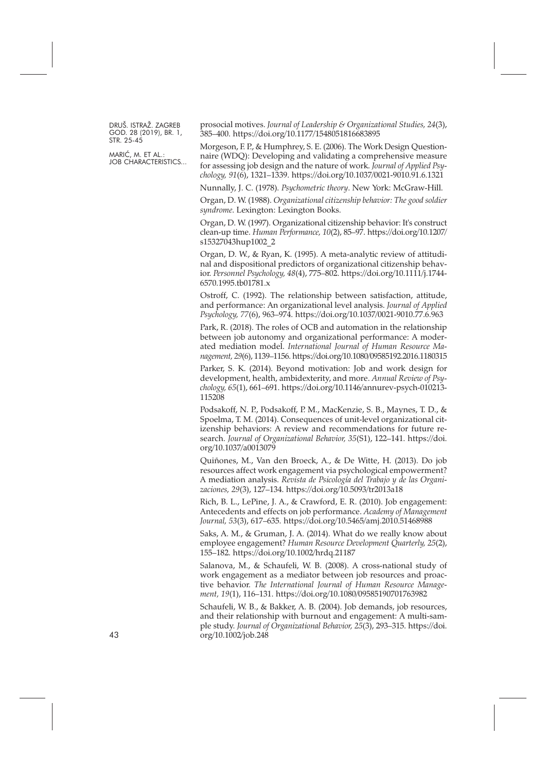prosocial motives. *Journal of Leadership & Organizational Studies, 24*(3), 385–400. https://doi.org/10.1177/1548051816683895

Morgeson, F. P., & Humphrey, S. E. (2006). The Work Design Questionnaire (WDQ): Developing and validating a comprehensive measure for assessing job design and the nature of work. *Journal of Applied Psychology, 91*(6), 1321–1339. https://doi.org/10.1037/0021-9010.91.6.1321

Nunnally, J. C. (1978). *Psychometric theory*. New York: McGraw-Hill.

Organ, D. W. (1988). *Organizational citizenship behavior: The good soldier syndrome*. Lexington: Lexington Books.

Organ, D. W. (1997). Organizational citizenship behavior: It's construct clean-up time. *Human Performance, 10*(2), 85–97. https://doi.org/10.1207/s15327043hup1002_2

Organ, D. W., & Ryan, K. (1995). A meta-analytic review of attitudinal and dispositional predictors of organizational citizenship behavior. *Personnel Psychology, 48*(4), 775–802. https://doi.org/10.1111/j.1744-6570.1995.tb01781.x

Ostroff, C. (1992). The relationship between satisfaction, attitude, and performance: An organizational level analysis. *Journal of Applied Psychology, 77*(6), 963–974. https://doi.org/10.1037/0021-9010.77.6.963

Park, R. (2018). The roles of OCB and automation in the relationship between job autonomy and organizational performance: A moderated mediation model. *International Journal of Human Resource Management, 29*(6), 1139–1156. https://doi.org/10.1080/09585192.2016.1180315

Parker, S. K. (2014). Beyond motivation: Job and work design for development, health, ambidexterity, and more. *Annual Review of Psychology, 65*(1), 661–691. https://doi.org/10.1146/annurev-psych-010213-115208

Podsakoff, N. P., Podsakoff, P. M., MacKenzie, S. B., Maynes, T. D., & Spoelma, T. M. (2014). Consequences of unit-level organizational citizenship behaviors: A review and recommendations for future research. *Journal of Organizational Behavior, 35*(S1), 122–141. https://doi.org/10.1037/a0013079

Quiñones, M., Van den Broeck, A., & De Witte, H. (2013). Do job resources affect work engagement via psychological empowerment? A mediation analysis. *Revista de Psicología del Trabajo y de las Organizaciones, 29*(3), 127–134. https://doi.org/10.5093/tr2013a18

Rich, B. L., LePine, J. A., & Crawford, E. R. (2010). Job engagement: Antecedents and effects on job performance. *Academy of Management Journal, 53*(3), 617–635. https://doi.org/10.5465/amj.2010.51468988

Saks, A. M., & Gruman, J. A. (2014). What do we really know about employee engagement? *Human Resource Development Quarterly, 25*(2), 155–182. https://doi.org/10.1002/hrdq.21187

Salanova, M., & Schaufeli, W. B. (2008). A cross-national study of work engagement as a mediator between job resources and proactive behavior. *The International Journal of Human Resource Management, 19*(1), 116–131. https://doi.org/10.1080/09585190701763982

Schaufeli, W. B., & Bakker, A. B. (2004). Job demands, job resources, and their relationship with burnout and engagement: A multi-sample study. *Journal of Organizational Behavior, 25*(3), 293–315. https://doi.org/10.1002/job.248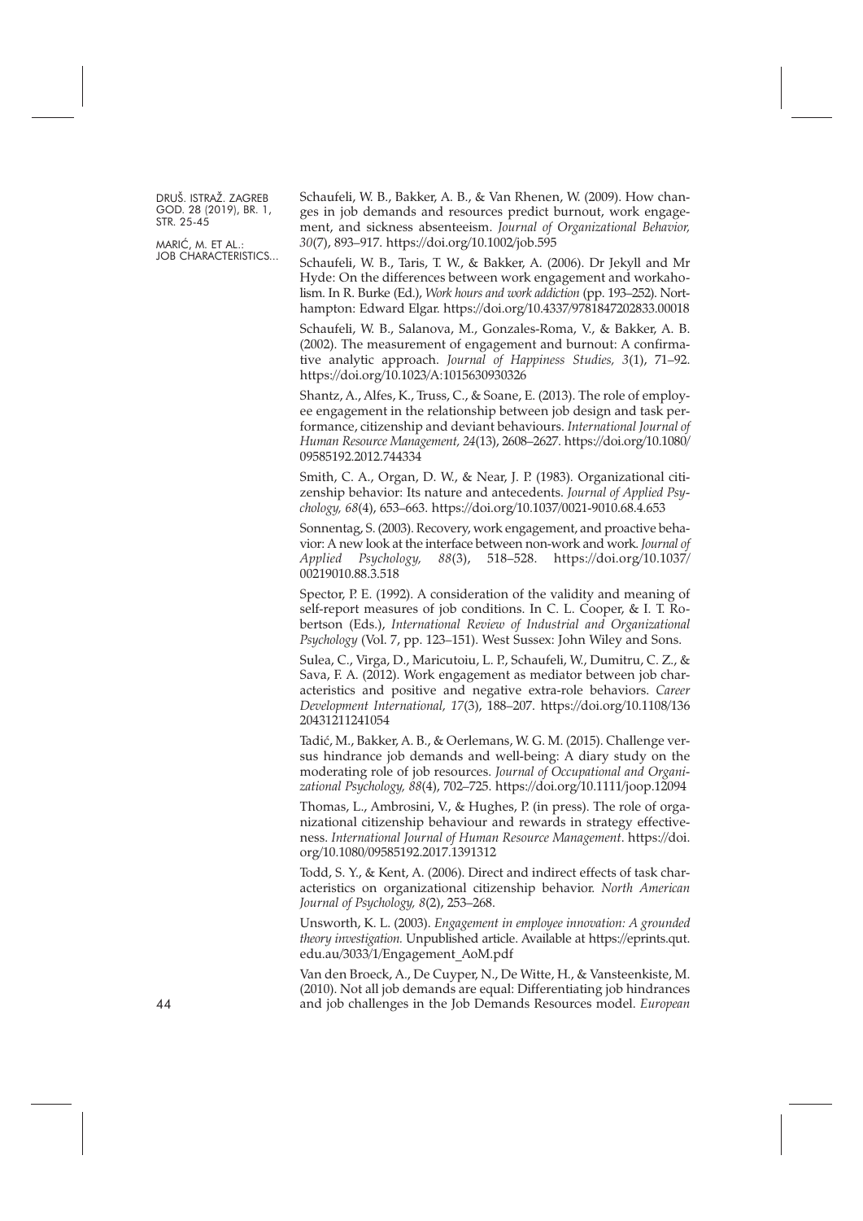Schaufeli, W. B., Bakker, A. B., & Van Rhenen, W. (2009). How changes in job demands and resources predict burnout, work engagement, and sickness absenteeism. *Journal of Organizational Behavior, 30*(7), 893–917. https://doi.org/10.1002/job.595

Schaufeli, W. B., Taris, T. W., & Bakker, A. (2006). Dr Jekyll and Mr Hyde: On the differences between work engagement and workaholism. In R. Burke (Ed.), *Work hours and work addiction* (pp. 193–252). Northampton: Edward Elgar. https://doi.org/10.4337/9781847202833.00018

Schaufeli, W. B., Salanova, M., Gonzales-Roma, V., & Bakker, A. B. (2002). The measurement of engagement and burnout: A confirmative analytic approach. *Journal of Happiness Studies, 3*(1), 71–92. https://doi.org/10.1023/A:1015630930326

Shantz, A., Alfes, K., Truss, C., & Soane, E. (2013). The role of employee engagement in the relationship between job design and task performance, citizenship and deviant behaviours. *International Journal of Human Resource Management, 24*(13), 2608–2627. https://doi.org/10.1080/09585192.2012.744334

Smith, C. A., Organ, D. W., & Near, J. P. (1983). Organizational citizenship behavior: Its nature and antecedents. *Journal of Applied Psychology, 68*(4), 653–663. https://doi.org/10.1037/0021-9010.68.4.653

Sonnentag, S. (2003). Recovery, work engagement, and proactive behavior: A new look at the interface between non-work and work. *Journal of Applied Psychology, 88*(3), 518–528. https://doi.org/10.1037/00219010.88.3.518

Spector, P. E. (1992). A consideration of the validity and meaning of self-report measures of job conditions. In C. L. Cooper, & I. T. Robertson (Eds.), *International Review of Industrial and Organizational Psychology* (Vol. 7, pp. 123–151). West Sussex: John Wiley and Sons.

Sulea, C., Virga, D., Maricutoiu, L. P., Schaufeli, W., Dumitru, C. Z., & Sava, F. A. (2012). Work engagement as mediator between job characteristics and positive and negative extra-role behaviors. *Career Development International, 17*(3), 188–207. https://doi.org/10.1108/13620431211241054

Tadić, M., Bakker, A. B., & Oerlemans, W. G. M. (2015). Challenge versus hindrance job demands and well-being: A diary study on the moderating role of job resources. *Journal of Occupational and Organizational Psychology, 88*(4), 702–725. https://doi.org/10.1111/joop.12094

Thomas, L., Ambrosini, V., & Hughes, P. (in press). The role of organizational citizenship behaviour and rewards in strategy effectiveness. *International Journal of Human Resource Management*. https://doi.org/10.1080/09585192.2017.1391312

Todd, S. Y., & Kent, A. (2006). Direct and indirect effects of task characteristics on organizational citizenship behavior. *North American Journal of Psychology, 8*(2), 253–268.

Unsworth, K. L. (2003). *Engagement in employee innovation: A grounded theory investigation.* Unpublished article. Available at https://eprints.qut.edu.au/3033/1/Engagement_AoM.pdf

Van den Broeck, A., De Cuyper, N., De Witte, H., & Vansteenkiste, M. (2010). Not all job demands are equal: Differentiating job hindrances and job challenges in the Job Demands Resources model. *European*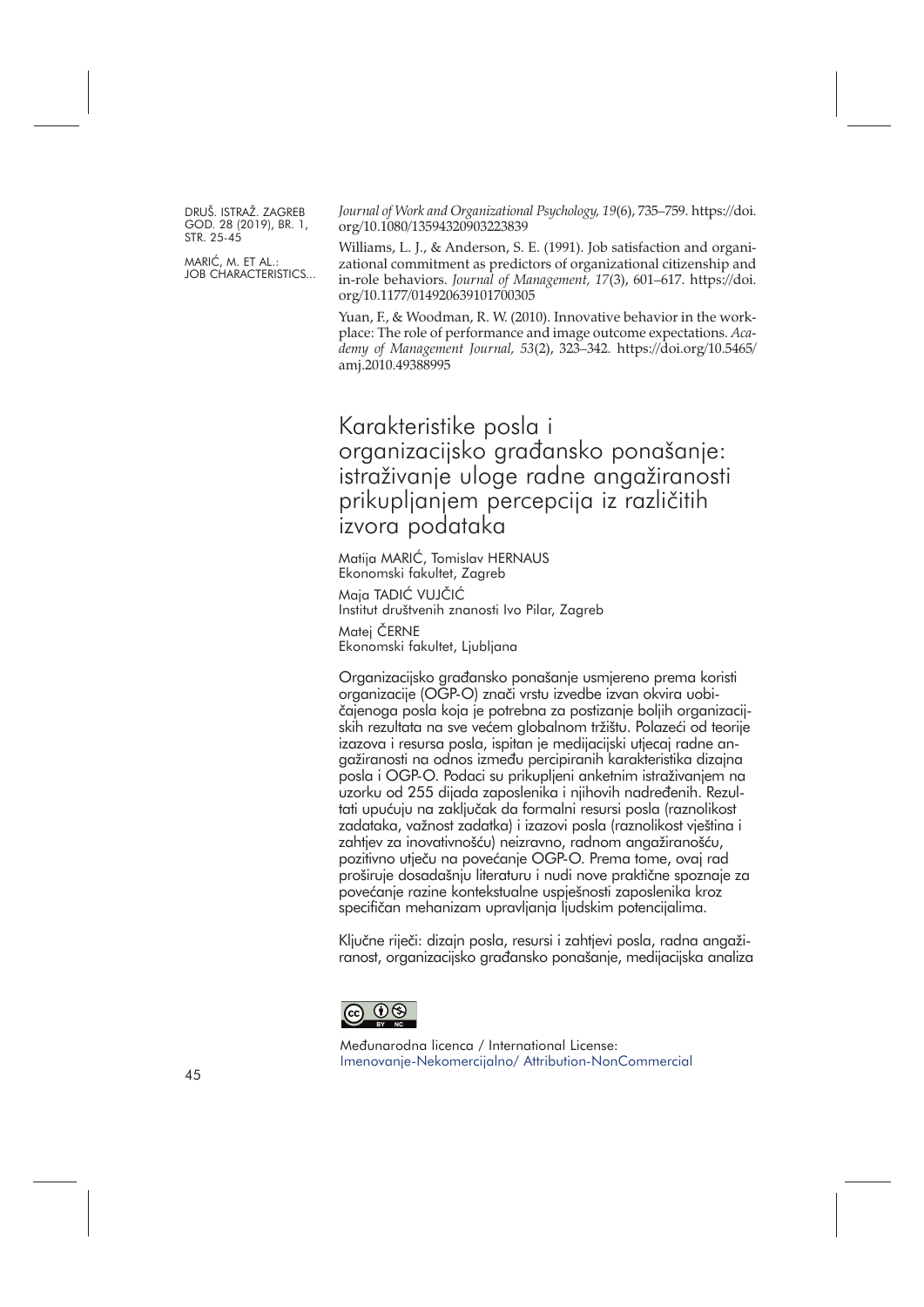*Journal of Work and Organizational Psychology, 19*(6), 735–759. https://doi.org/10.1080/13594320903223839

Williams, L. J., & Anderson, S. E. (1991). Job satisfaction and organizational commitment as predictors of organizational citizenship and in-role behaviors. *Journal of Management, 17*(3), 601–617. https://doi.org/10.1177/014920639101700305

Yuan, F., & Woodman, R. W. (2010). Innovative behavior in the workplace: The role of performance and image outcome expectations. *Academy of Management Journal, 53*(2), 323–342. https://doi.org/10.5465/amj.2010.49388995

# Karakteristike posla i organizacijsko građansko ponašanje: istraživanje uloge radne angažiranosti prikupljanjem percepcija iz različitih izvora podataka

Matija MARIĆ, Tomislav HERNAUS
Ekonomski fakultet, Zagreb

Maja TADIĆ VUJČIĆ
Institut društvenih znanosti Ivo Pilar, Zagreb

Matej ČERNE
Ekonomski fakultet, Ljubljana

Organizacijsko građansko ponašanje usmjereno prema koristi organizacije (OGP-O) znači vrstu izvedbe izvan okvira uobičajenoga posla koja je potrebna za postizanje boljih organizacijskih rezultata na sve većem globalnom tržištu. Polazeći od teorije izazova i resursa posla, ispitan je medijacijski utjecaj radne angažiranosti na odnos između percipiranih karakteristika dizajna posla i OGP-O. Podaci su prikupljeni anketnim istraživanjem na uzorku od 255 dijada zaposlenika i njihovih nadređenih. Rezultati upućuju na zaključak da formalni resursi posla (raznolikost zadataka, važnost zadatka) i izazovi posla (raznolikost vještina i zahtjev za inovativnošću) neizravno, radnom angažiranošću, pozitivno utječu na povećanje OGP-O. Prema tome, ovaj rad proširuje dosadašnju literaturu i nudi nove praktične spoznaje za povećanje razine kontekstualne uspješnosti zaposlenika kroz specifičan mehanizam upravljanja ljudskim potencijalima.

Ključne riječi: dizajn posla, resursi i zahtjevi posla, radna angažiranost, organizacijsko građansko ponašanje, medijacijska analiza

Međunarodna licenca / International License:
Imenovanje-Nekomercijalno/ Attribution-NonCommercial